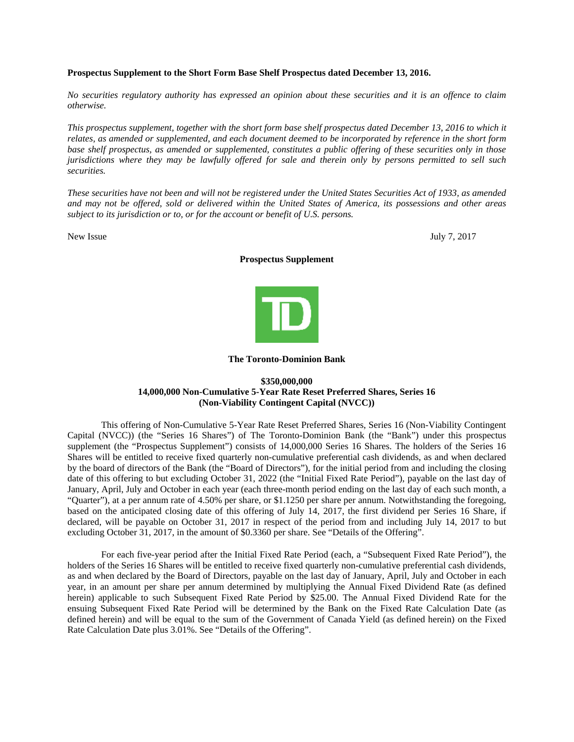**Prospectus Supplement to the Short Form Base Shelf Prospectus dated December 13, 2016.**

*No securities regulatory authority has expressed an opinion about these securities and it is an offence to claim otherwise.*

*This prospectus supplement, together with the short form base shelf prospectus dated December 13, 2016 to which it relates, as amended or supplemented, and each document deemed to be incorporated by reference in the short form base shelf prospectus, as amended or supplemented, constitutes a public offering of these securities only in those jurisdictions where they may be lawfully offered for sale and therein only by persons permitted to sell such securities.*

*These securities have not been and will not be registered under the United States Securities Act of 1933, as amended and may not be offered, sold or delivered within the United States of America, its possessions and other areas subject to its jurisdiction or to, or for the account or benefit of U.S. persons.*

New Issue July 7, 2017

**Prospectus Supplement**

**The Toronto-Dominion Bank**

**$350,000,000**
**14,000,000 Non-Cumulative 5-Year Rate Reset Preferred Shares, Series 16**
**(Non-Viability Contingent Capital (NVCC))**

This offering of Non-Cumulative 5-Year Rate Reset Preferred Shares, Series 16 (Non-Viability Contingent Capital (NVCC)) (the "Series 16 Shares") of The Toronto-Dominion Bank (the "Bank") under this prospectus supplement (the "Prospectus Supplement") consists of 14,000,000 Series 16 Shares. The holders of the Series 16 Shares will be entitled to receive fixed quarterly non-cumulative preferential cash dividends, as and when declared by the board of directors of the Bank (the "Board of Directors"), for the initial period from and including the closing date of this offering to but excluding October 31, 2022 (the "Initial Fixed Rate Period"), payable on the last day of January, April, July and October in each year (each three-month period ending on the last day of each such month, a "Quarter"), at a per annum rate of 4.50% per share, or $1.1250 per share per annum. Notwithstanding the foregoing, based on the anticipated closing date of this offering of July 14, 2017, the first dividend per Series 16 Share, if declared, will be payable on October 31, 2017 in respect of the period from and including July 14, 2017 to but excluding October 31, 2017, in the amount of $0.3360 per share. See "Details of the Offering".

For each five-year period after the Initial Fixed Rate Period (each, a "Subsequent Fixed Rate Period"), the holders of the Series 16 Shares will be entitled to receive fixed quarterly non-cumulative preferential cash dividends, as and when declared by the Board of Directors, payable on the last day of January, April, July and October in each year, in an amount per share per annum determined by multiplying the Annual Fixed Dividend Rate (as defined herein) applicable to such Subsequent Fixed Rate Period by $25.00. The Annual Fixed Dividend Rate for the ensuing Subsequent Fixed Rate Period will be determined by the Bank on the Fixed Rate Calculation Date (as defined herein) and will be equal to the sum of the Government of Canada Yield (as defined herein) on the Fixed Rate Calculation Date plus 3.01%. See "Details of the Offering".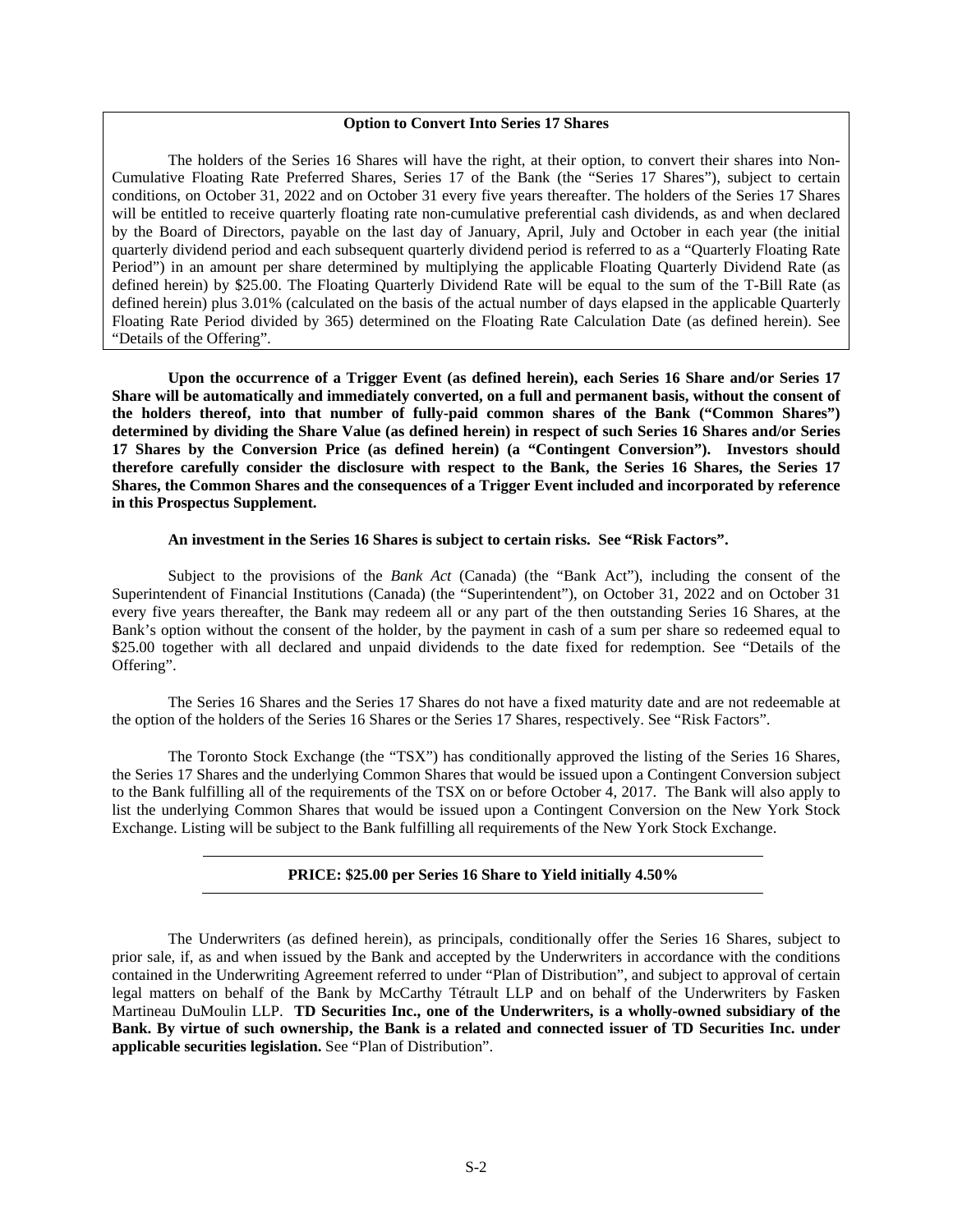**Option to Convert Into Series 17 Shares**

The holders of the Series 16 Shares will have the right, at their option, to convert their shares into Non-Cumulative Floating Rate Preferred Shares, Series 17 of the Bank (the "Series 17 Shares"), subject to certain conditions, on October 31, 2022 and on October 31 every five years thereafter. The holders of the Series 17 Shares will be entitled to receive quarterly floating rate non-cumulative preferential cash dividends, as and when declared by the Board of Directors, payable on the last day of January, April, July and October in each year (the initial quarterly dividend period and each subsequent quarterly dividend period is referred to as a "Quarterly Floating Rate Period") in an amount per share determined by multiplying the applicable Floating Quarterly Dividend Rate (as defined herein) by \$25.00. The Floating Quarterly Dividend Rate will be equal to the sum of the T-Bill Rate (as defined herein) plus 3.01% (calculated on the basis of the actual number of days elapsed in the applicable Quarterly Floating Rate Period divided by 365) determined on the Floating Rate Calculation Date (as defined herein). See "Details of the Offering".

**Upon the occurrence of a Trigger Event (as defined herein), each Series 16 Share and/or Series 17 Share will be automatically and immediately converted, on a full and permanent basis, without the consent of the holders thereof, into that number of fully-paid common shares of the Bank ("Common Shares") determined by dividing the Share Value (as defined herein) in respect of such Series 16 Shares and/or Series 17 Shares by the Conversion Price (as defined herein) (a "Contingent Conversion"). Investors should therefore carefully consider the disclosure with respect to the Bank, the Series 16 Shares, the Series 17 Shares, the Common Shares and the consequences of a Trigger Event included and incorporated by reference in this Prospectus Supplement.**

**An investment in the Series 16 Shares is subject to certain risks. See "Risk Factors".**

Subject to the provisions of the *Bank Act* (Canada) (the "Bank Act"), including the consent of the Superintendent of Financial Institutions (Canada) (the "Superintendent"), on October 31, 2022 and on October 31 every five years thereafter, the Bank may redeem all or any part of the then outstanding Series 16 Shares, at the Bank's option without the consent of the holder, by the payment in cash of a sum per share so redeemed equal to \$25.00 together with all declared and unpaid dividends to the date fixed for redemption. See "Details of the Offering".

The Series 16 Shares and the Series 17 Shares do not have a fixed maturity date and are not redeemable at the option of the holders of the Series 16 Shares or the Series 17 Shares, respectively. See "Risk Factors".

The Toronto Stock Exchange (the "TSX") has conditionally approved the listing of the Series 16 Shares, the Series 17 Shares and the underlying Common Shares that would be issued upon a Contingent Conversion subject to the Bank fulfilling all of the requirements of the TSX on or before October 4, 2017. The Bank will also apply to list the underlying Common Shares that would be issued upon a Contingent Conversion on the New York Stock Exchange. Listing will be subject to the Bank fulfilling all requirements of the New York Stock Exchange.

---

**PRICE: \$25.00 per Series 16 Share to Yield initially 4.50%**

---

The Underwriters (as defined herein), as principals, conditionally offer the Series 16 Shares, subject to prior sale, if, as and when issued by the Bank and accepted by the Underwriters in accordance with the conditions contained in the Underwriting Agreement referred to under "Plan of Distribution", and subject to approval of certain legal matters on behalf of the Bank by McCarthy Tétrault LLP and on behalf of the Underwriters by Fasken Martineau DuMoulin LLP. **TD Securities Inc., one of the Underwriters, is a wholly-owned subsidiary of the Bank. By virtue of such ownership, the Bank is a related and connected issuer of TD Securities Inc. under applicable securities legislation.** See "Plan of Distribution".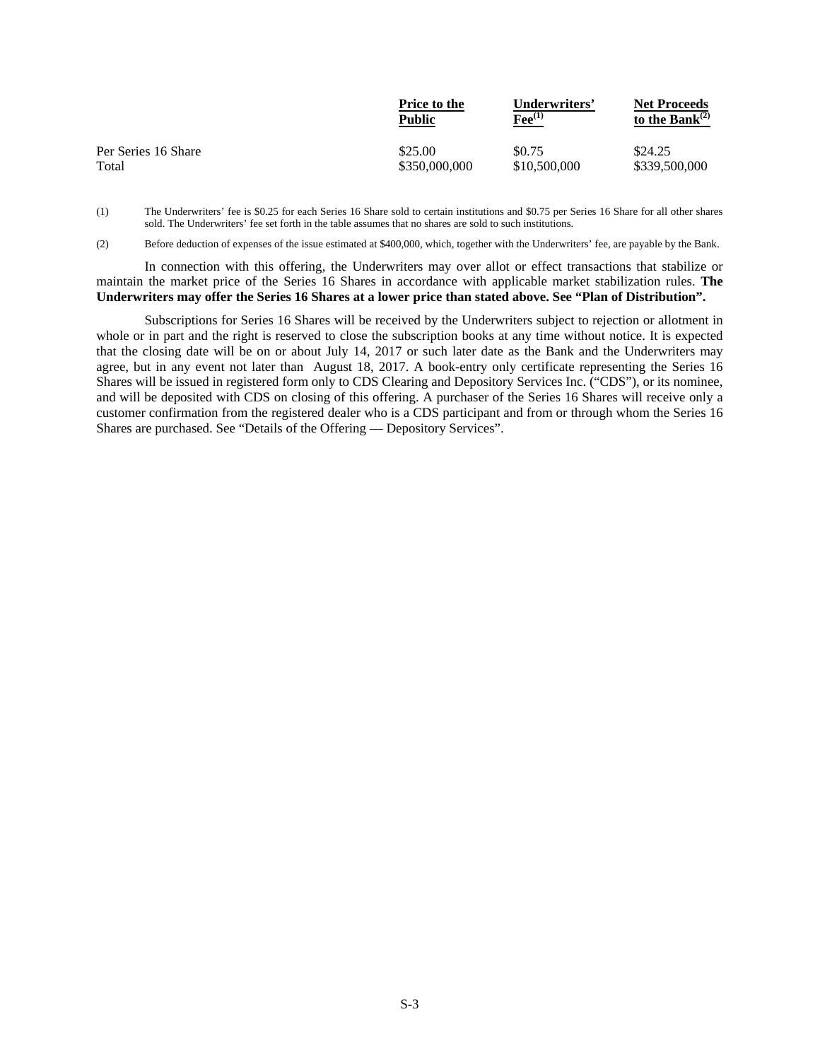| | Price to the Public | Underwriters' Fee[(1)] | Net Proceeds to the Bank[(2)] |
|---|---|---|---|
| Per Series 16 Share | $25.00 | $0.75 | $24.25 |
| Total | $350,000,000 | $10,500,000 | $339,500,000 |

(1) The Underwriters' fee is $0.25 for each Series 16 Share sold to certain institutions and $0.75 per Series 16 Share for all other shares sold. The Underwriters' fee set forth in the table assumes that no shares are sold to such institutions.

(2) Before deduction of expenses of the issue estimated at $400,000, which, together with the Underwriters' fee, are payable by the Bank.

In connection with this offering, the Underwriters may over allot or effect transactions that stabilize or maintain the market price of the Series 16 Shares in accordance with applicable market stabilization rules. **The Underwriters may offer the Series 16 Shares at a lower price than stated above. See "Plan of Distribution".**

Subscriptions for Series 16 Shares will be received by the Underwriters subject to rejection or allotment in whole or in part and the right is reserved to close the subscription books at any time without notice. It is expected that the closing date will be on or about July 14, 2017 or such later date as the Bank and the Underwriters may agree, but in any event not later than August 18, 2017. A book-entry only certificate representing the Series 16 Shares will be issued in registered form only to CDS Clearing and Depository Services Inc. ("CDS"), or its nominee, and will be deposited with CDS on closing of this offering. A purchaser of the Series 16 Shares will receive only a customer confirmation from the registered dealer who is a CDS participant and from or through whom the Series 16 Shares are purchased. See "Details of the Offering — Depository Services".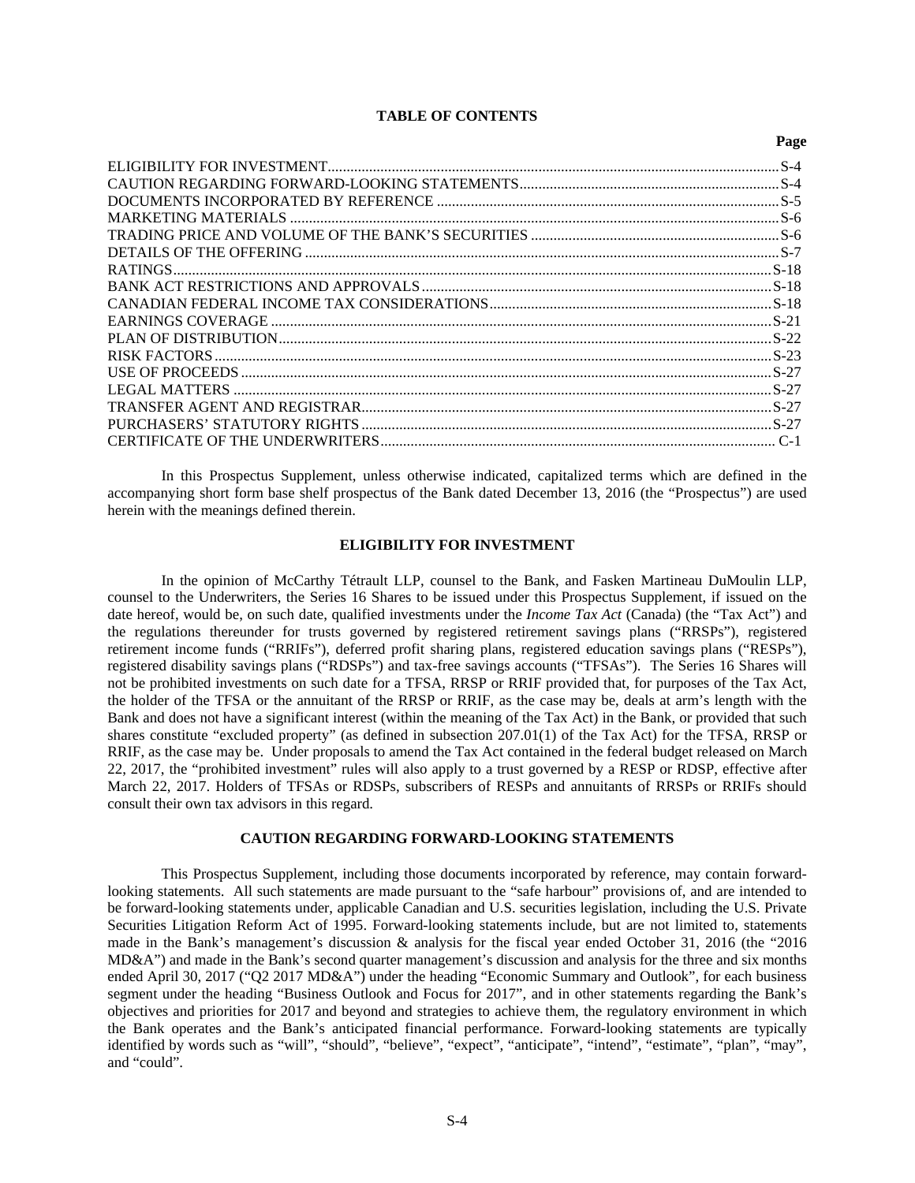## TABLE OF CONTENTS

| | Page |
|---|---|
| ELIGIBILITY FOR INVESTMENT | S-4 |
| CAUTION REGARDING FORWARD-LOOKING STATEMENTS | S-4 |
| DOCUMENTS INCORPORATED BY REFERENCE | S-5 |
| MARKETING MATERIALS | S-6 |
| TRADING PRICE AND VOLUME OF THE BANK'S SECURITIES | S-6 |
| DETAILS OF THE OFFERING | S-7 |
| RATINGS | S-18 |
| BANK ACT RESTRICTIONS AND APPROVALS | S-18 |
| CANADIAN FEDERAL INCOME TAX CONSIDERATIONS | S-18 |
| EARNINGS COVERAGE | S-21 |
| PLAN OF DISTRIBUTION | S-22 |
| RISK FACTORS | S-23 |
| USE OF PROCEEDS | S-27 |
| LEGAL MATTERS | S-27 |
| TRANSFER AGENT AND REGISTRAR | S-27 |
| PURCHASERS' STATUTORY RIGHTS | S-27 |
| CERTIFICATE OF THE UNDERWRITERS | C-1 |

In this Prospectus Supplement, unless otherwise indicated, capitalized terms which are defined in the accompanying short form base shelf prospectus of the Bank dated December 13, 2016 (the "Prospectus") are used herein with the meanings defined therein.

## ELIGIBILITY FOR INVESTMENT

In the opinion of McCarthy Tétrault LLP, counsel to the Bank, and Fasken Martineau DuMoulin LLP, counsel to the Underwriters, the Series 16 Shares to be issued under this Prospectus Supplement, if issued on the date hereof, would be, on such date, qualified investments under the *Income Tax Act* (Canada) (the "Tax Act") and the regulations thereunder for trusts governed by registered retirement savings plans ("RRSPs"), registered retirement income funds ("RRIFs"), deferred profit sharing plans, registered education savings plans ("RESPs"), registered disability savings plans ("RDSPs") and tax-free savings accounts ("TFSAs"). The Series 16 Shares will not be prohibited investments on such date for a TFSA, RRSP or RRIF provided that, for purposes of the Tax Act, the holder of the TFSA or the annuitant of the RRSP or RRIF, as the case may be, deals at arm's length with the Bank and does not have a significant interest (within the meaning of the Tax Act) in the Bank, or provided that such shares constitute "excluded property" (as defined in subsection 207.01(1) of the Tax Act) for the TFSA, RRSP or RRIF, as the case may be. Under proposals to amend the Tax Act contained in the federal budget released on March 22, 2017, the "prohibited investment" rules will also apply to a trust governed by a RESP or RDSP, effective after March 22, 2017. Holders of TFSAs or RDSPs, subscribers of RESPs and annuitants of RRSPs or RRIFs should consult their own tax advisors in this regard.

## CAUTION REGARDING FORWARD-LOOKING STATEMENTS

This Prospectus Supplement, including those documents incorporated by reference, may contain forward-looking statements. All such statements are made pursuant to the "safe harbour" provisions of, and are intended to be forward-looking statements under, applicable Canadian and U.S. securities legislation, including the U.S. Private Securities Litigation Reform Act of 1995. Forward-looking statements include, but are not limited to, statements made in the Bank's management's discussion & analysis for the fiscal year ended October 31, 2016 (the "2016 MD&A") and made in the Bank's second quarter management's discussion and analysis for the three and six months ended April 30, 2017 ("Q2 2017 MD&A") under the heading "Economic Summary and Outlook", for each business segment under the heading "Business Outlook and Focus for 2017", and in other statements regarding the Bank's objectives and priorities for 2017 and beyond and strategies to achieve them, the regulatory environment in which the Bank operates and the Bank's anticipated financial performance. Forward-looking statements are typically identified by words such as "will", "should", "believe", "expect", "anticipate", "intend", "estimate", "plan", "may", and "could".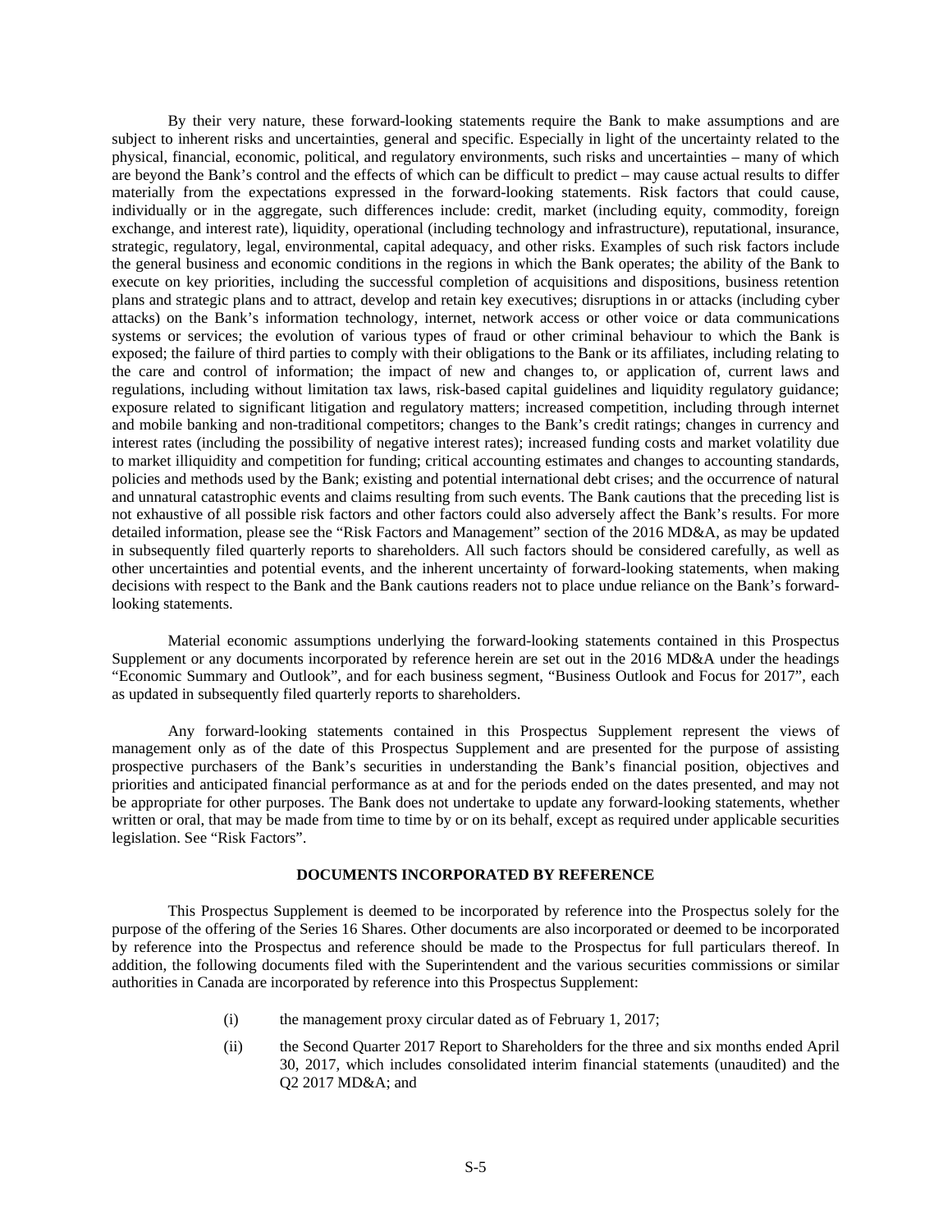By their very nature, these forward-looking statements require the Bank to make assumptions and are subject to inherent risks and uncertainties, general and specific. Especially in light of the uncertainty related to the physical, financial, economic, political, and regulatory environments, such risks and uncertainties – many of which are beyond the Bank's control and the effects of which can be difficult to predict – may cause actual results to differ materially from the expectations expressed in the forward-looking statements. Risk factors that could cause, individually or in the aggregate, such differences include: credit, market (including equity, commodity, foreign exchange, and interest rate), liquidity, operational (including technology and infrastructure), reputational, insurance, strategic, regulatory, legal, environmental, capital adequacy, and other risks. Examples of such risk factors include the general business and economic conditions in the regions in which the Bank operates; the ability of the Bank to execute on key priorities, including the successful completion of acquisitions and dispositions, business retention plans and strategic plans and to attract, develop and retain key executives; disruptions in or attacks (including cyber attacks) on the Bank's information technology, internet, network access or other voice or data communications systems or services; the evolution of various types of fraud or other criminal behaviour to which the Bank is exposed; the failure of third parties to comply with their obligations to the Bank or its affiliates, including relating to the care and control of information; the impact of new and changes to, or application of, current laws and regulations, including without limitation tax laws, risk-based capital guidelines and liquidity regulatory guidance; exposure related to significant litigation and regulatory matters; increased competition, including through internet and mobile banking and non-traditional competitors; changes to the Bank's credit ratings; changes in currency and interest rates (including the possibility of negative interest rates); increased funding costs and market volatility due to market illiquidity and competition for funding; critical accounting estimates and changes to accounting standards, policies and methods used by the Bank; existing and potential international debt crises; and the occurrence of natural and unnatural catastrophic events and claims resulting from such events. The Bank cautions that the preceding list is not exhaustive of all possible risk factors and other factors could also adversely affect the Bank's results. For more detailed information, please see the "Risk Factors and Management" section of the 2016 MD&A, as may be updated in subsequently filed quarterly reports to shareholders. All such factors should be considered carefully, as well as other uncertainties and potential events, and the inherent uncertainty of forward-looking statements, when making decisions with respect to the Bank and the Bank cautions readers not to place undue reliance on the Bank's forward-looking statements.

Material economic assumptions underlying the forward-looking statements contained in this Prospectus Supplement or any documents incorporated by reference herein are set out in the 2016 MD&A under the headings "Economic Summary and Outlook", and for each business segment, "Business Outlook and Focus for 2017", each as updated in subsequently filed quarterly reports to shareholders.

Any forward-looking statements contained in this Prospectus Supplement represent the views of management only as of the date of this Prospectus Supplement and are presented for the purpose of assisting prospective purchasers of the Bank's securities in understanding the Bank's financial position, objectives and priorities and anticipated financial performance as at and for the periods ended on the dates presented, and may not be appropriate for other purposes. The Bank does not undertake to update any forward-looking statements, whether written or oral, that may be made from time to time by or on its behalf, except as required under applicable securities legislation. See "Risk Factors".

## DOCUMENTS INCORPORATED BY REFERENCE

This Prospectus Supplement is deemed to be incorporated by reference into the Prospectus solely for the purpose of the offering of the Series 16 Shares. Other documents are also incorporated or deemed to be incorporated by reference into the Prospectus and reference should be made to the Prospectus for full particulars thereof. In addition, the following documents filed with the Superintendent and the various securities commissions or similar authorities in Canada are incorporated by reference into this Prospectus Supplement:

(i) the management proxy circular dated as of February 1, 2017;

(ii) the Second Quarter 2017 Report to Shareholders for the three and six months ended April 30, 2017, which includes consolidated interim financial statements (unaudited) and the Q2 2017 MD&A; and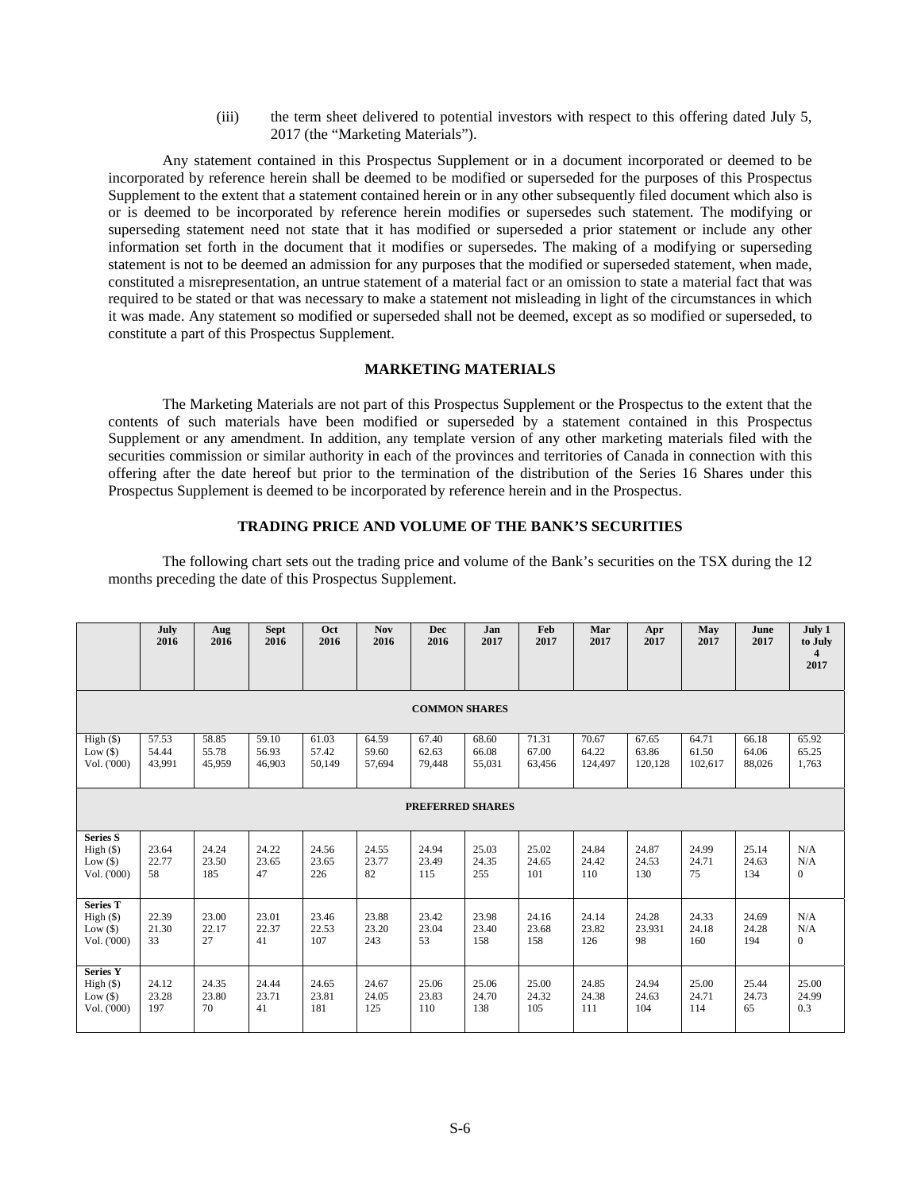(iii) the term sheet delivered to potential investors with respect to this offering dated July 5, 2017 (the "Marketing Materials").

Any statement contained in this Prospectus Supplement or in a document incorporated or deemed to be incorporated by reference herein shall be deemed to be modified or superseded for the purposes of this Prospectus Supplement to the extent that a statement contained herein or in any other subsequently filed document which also is or is deemed to be incorporated by reference herein modifies or supersedes such statement. The modifying or superseding statement need not state that it has modified or superseded a prior statement or include any other information set forth in the document that it modifies or supersedes. The making of a modifying or superseding statement is not to be deemed an admission for any purposes that the modified or superseded statement, when made, constituted a misrepresentation, an untrue statement of a material fact or an omission to state a material fact that was required to be stated or that was necessary to make a statement not misleading in light of the circumstances in which it was made. Any statement so modified or superseded shall not be deemed, except as so modified or superseded, to constitute a part of this Prospectus Supplement.

## MARKETING MATERIALS

The Marketing Materials are not part of this Prospectus Supplement or the Prospectus to the extent that the contents of such materials have been modified or superseded by a statement contained in this Prospectus Supplement or any amendment. In addition, any template version of any other marketing materials filed with the securities commission or similar authority in each of the provinces and territories of Canada in connection with this offering after the date hereof but prior to the termination of the distribution of the Series 16 Shares under this Prospectus Supplement is deemed to be incorporated by reference herein and in the Prospectus.

## TRADING PRICE AND VOLUME OF THE BANK'S SECURITIES

The following chart sets out the trading price and volume of the Bank's securities on the TSX during the 12 months preceding the date of this Prospectus Supplement.

| | July 2016 | Aug 2016 | Sept 2016 | Oct 2016 | Nov 2016 | Dec 2016 | Jan 2017 | Feb 2017 | Mar 2017 | Apr 2017 | May 2017 | June 2017 | July 1 to July 4 2017 |
|---|---|---|---|---|---|---|---|---|---|---|---|---|---|
| **COMMON SHARES** | | | | | | | | | | | | | |
| High ($) | 57.53 | 58.85 | 59.10 | 61.03 | 64.59 | 67.40 | 68.60 | 71.31 | 70.67 | 67.65 | 64.71 | 66.18 | 65.92 |
| Low ($) | 54.44 | 55.78 | 56.93 | 57.42 | 59.60 | 62.63 | 66.08 | 67.00 | 64.22 | 63.86 | 61.50 | 64.06 | 65.25 |
| Vol. ('000) | 43,991 | 45,959 | 46,903 | 50,149 | 57,694 | 79,448 | 55,031 | 63,456 | 124,497 | 120,128 | 102,617 | 88,026 | 1,763 |
| **PREFERRED SHARES** | | | | | | | | | | | | | |
| **Series S** | | | | | | | | | | | | | |
| High ($) | 23.64 | 24.24 | 24.22 | 24.56 | 24.55 | 24.94 | 25.03 | 25.02 | 24.84 | 24.87 | 24.99 | 25.14 | N/A |
| Low ($) | 22.77 | 23.50 | 23.65 | 23.65 | 23.77 | 23.49 | 24.35 | 24.65 | 24.42 | 24.53 | 24.71 | 24.63 | N/A |
| Vol. ('000) | 58 | 185 | 47 | 226 | 82 | 115 | 255 | 101 | 110 | 130 | 75 | 134 | 0 |
| **Series T** | | | | | | | | | | | | | |
| High ($) | 22.39 | 23.00 | 23.01 | 23.46 | 23.88 | 23.42 | 23.98 | 24.16 | 24.14 | 24.28 | 24.33 | 24.69 | N/A |
| Low ($) | 21.30 | 22.17 | 22.37 | 22.53 | 23.20 | 23.04 | 23.40 | 23.68 | 23.82 | 23.931 | 24.18 | 24.28 | N/A |
| Vol. ('000) | 33 | 27 | 41 | 107 | 243 | 53 | 158 | 158 | 126 | 98 | 160 | 194 | 0 |
| **Series Y** | | | | | | | | | | | | | |
| High ($) | 24.12 | 24.35 | 24.44 | 24.65 | 24.67 | 25.06 | 25.06 | 25.00 | 24.85 | 24.94 | 25.00 | 25.44 | 25.00 |
| Low ($) | 23.28 | 23.80 | 23.71 | 23.81 | 24.05 | 23.83 | 24.70 | 24.32 | 24.38 | 24.63 | 24.71 | 24.73 | 24.99 |
| Vol. ('000) | 197 | 70 | 41 | 181 | 125 | 110 | 138 | 105 | 111 | 104 | 114 | 65 | 0.3 |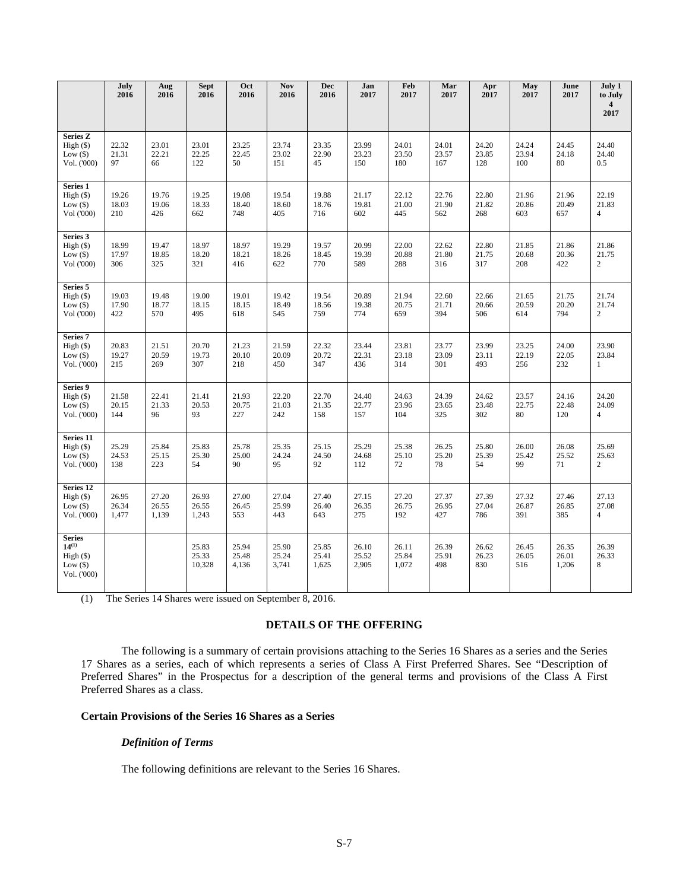| | July 2016 | Aug 2016 | Sept 2016 | Oct 2016 | Nov 2016 | Dec 2016 | Jan 2017 | Feb 2017 | Mar 2017 | Apr 2017 | May 2017 | June 2017 | July 1 to July 4 2017 |
|---|---|---|---|---|---|---|---|---|---|---|---|---|---|
| **Series Z** | | | | | | | | | | | | | |
| High ($) | 22.32 | 23.01 | 23.01 | 23.25 | 23.74 | 23.35 | 23.99 | 24.01 | 24.01 | 24.20 | 24.24 | 24.45 | 24.40 |
| Low ($) | 21.31 | 22.21 | 22.25 | 22.45 | 23.02 | 22.90 | 23.23 | 23.50 | 23.57 | 23.85 | 23.94 | 24.18 | 24.40 |
| Vol. ('000) | 97 | 66 | 122 | 50 | 151 | 45 | 150 | 180 | 167 | 128 | 100 | 80 | 0.5 |
| **Series 1** | | | | | | | | | | | | | |
| High ($) | 19.26 | 19.76 | 19.25 | 19.08 | 19.54 | 19.88 | 21.17 | 22.12 | 22.76 | 22.80 | 21.96 | 21.96 | 22.19 |
| Low ($) | 18.03 | 19.06 | 18.33 | 18.40 | 18.60 | 18.76 | 19.81 | 21.00 | 21.90 | 21.82 | 20.86 | 20.49 | 21.83 |
| Vol ('000) | 210 | 426 | 662 | 748 | 405 | 716 | 602 | 445 | 562 | 268 | 603 | 657 | 4 |
| **Series 3** | | | | | | | | | | | | | |
| High ($) | 18.99 | 19.47 | 18.97 | 18.97 | 19.29 | 19.57 | 20.99 | 22.00 | 22.62 | 22.80 | 21.85 | 21.86 | 21.86 |
| Low ($) | 17.97 | 18.85 | 18.20 | 18.21 | 18.26 | 18.45 | 19.39 | 20.88 | 21.80 | 21.75 | 20.68 | 20.36 | 21.75 |
| Vol ('000) | 306 | 325 | 321 | 416 | 622 | 770 | 589 | 288 | 316 | 317 | 208 | 422 | 2 |
| **Series 5** | | | | | | | | | | | | | |
| High ($) | 19.03 | 19.48 | 19.00 | 19.01 | 19.42 | 19.54 | 20.89 | 21.94 | 22.60 | 22.66 | 21.65 | 21.75 | 21.74 |
| Low ($) | 17.90 | 18.77 | 18.15 | 18.15 | 18.49 | 18.56 | 19.38 | 20.75 | 21.71 | 20.66 | 20.59 | 20.20 | 21.74 |
| Vol ('000) | 422 | 570 | 495 | 618 | 545 | 759 | 774 | 659 | 394 | 506 | 614 | 794 | 2 |
| **Series 7** | | | | | | | | | | | | | |
| High ($) | 20.83 | 21.51 | 20.70 | 21.23 | 21.59 | 22.32 | 23.44 | 23.81 | 23.77 | 23.99 | 23.25 | 24.00 | 23.90 |
| Low ($) | 19.27 | 20.59 | 19.73 | 20.10 | 20.09 | 20.72 | 22.31 | 23.18 | 23.09 | 23.11 | 22.19 | 22.05 | 23.84 |
| Vol. ('000) | 215 | 269 | 307 | 218 | 450 | 347 | 436 | 314 | 301 | 493 | 256 | 232 | 1 |
| **Series 9** | | | | | | | | | | | | | |
| High ($) | 21.58 | 22.41 | 21.41 | 21.93 | 22.20 | 22.70 | 24.40 | 24.63 | 24.39 | 24.62 | 23.57 | 24.16 | 24.20 |
| Low ($) | 20.15 | 21.33 | 20.53 | 20.75 | 21.03 | 21.35 | 22.77 | 23.96 | 23.65 | 23.48 | 22.75 | 22.48 | 24.09 |
| Vol. ('000) | 144 | 96 | 93 | 227 | 242 | 158 | 157 | 104 | 325 | 302 | 80 | 120 | 4 |
| **Series 11** | | | | | | | | | | | | | |
| High ($) | 25.29 | 25.84 | 25.83 | 25.78 | 25.35 | 25.15 | 25.29 | 25.38 | 26.25 | 25.80 | 26.00 | 26.08 | 25.69 |
| Low ($) | 24.53 | 25.15 | 25.30 | 25.00 | 24.24 | 24.50 | 24.68 | 25.10 | 25.20 | 25.39 | 25.42 | 25.52 | 25.63 |
| Vol. ('000) | 138 | 223 | 54 | 90 | 95 | 92 | 112 | 72 | 78 | 54 | 99 | 71 | 2 |
| **Series 12** | | | | | | | | | | | | | |
| High ($) | 26.95 | 27.20 | 26.93 | 27.00 | 27.04 | 27.40 | 27.15 | 27.20 | 27.37 | 27.39 | 27.32 | 27.46 | 27.13 |
| Low ($) | 26.34 | 26.55 | 26.55 | 26.45 | 25.99 | 26.40 | 26.35 | 26.75 | 26.95 | 27.04 | 26.87 | 26.85 | 27.08 |
| Vol. ('000) | 1,477 | 1,139 | 1,243 | 553 | 443 | 643 | 275 | 192 | 427 | 786 | 391 | 385 | 4 |
| **Series 14**[(1)] | | | | | | | | | | | | | |
| High ($) | | | 25.83 | 25.94 | 25.90 | 25.85 | 26.10 | 26.11 | 26.39 | 26.62 | 26.45 | 26.35 | 26.39 |
| Low ($) | | | 25.33 | 25.48 | 25.24 | 25.41 | 25.52 | 25.84 | 25.91 | 26.23 | 26.05 | 26.01 | 26.33 |
| Vol. ('000) | | | 10,328 | 4,136 | 3,741 | 1,625 | 2,905 | 1,072 | 498 | 830 | 516 | 1,206 | 8 |

(1) The Series 14 Shares were issued on September 8, 2016.

## DETAILS OF THE OFFERING

The following is a summary of certain provisions attaching to the Series 16 Shares as a series and the Series 17 Shares as a series, each of which represents a series of Class A First Preferred Shares. See "Description of Preferred Shares" in the Prospectus for a description of the general terms and provisions of the Class A First Preferred Shares as a class.

### Certain Provisions of the Series 16 Shares as a Series

#### *Definition of Terms*

The following definitions are relevant to the Series 16 Shares.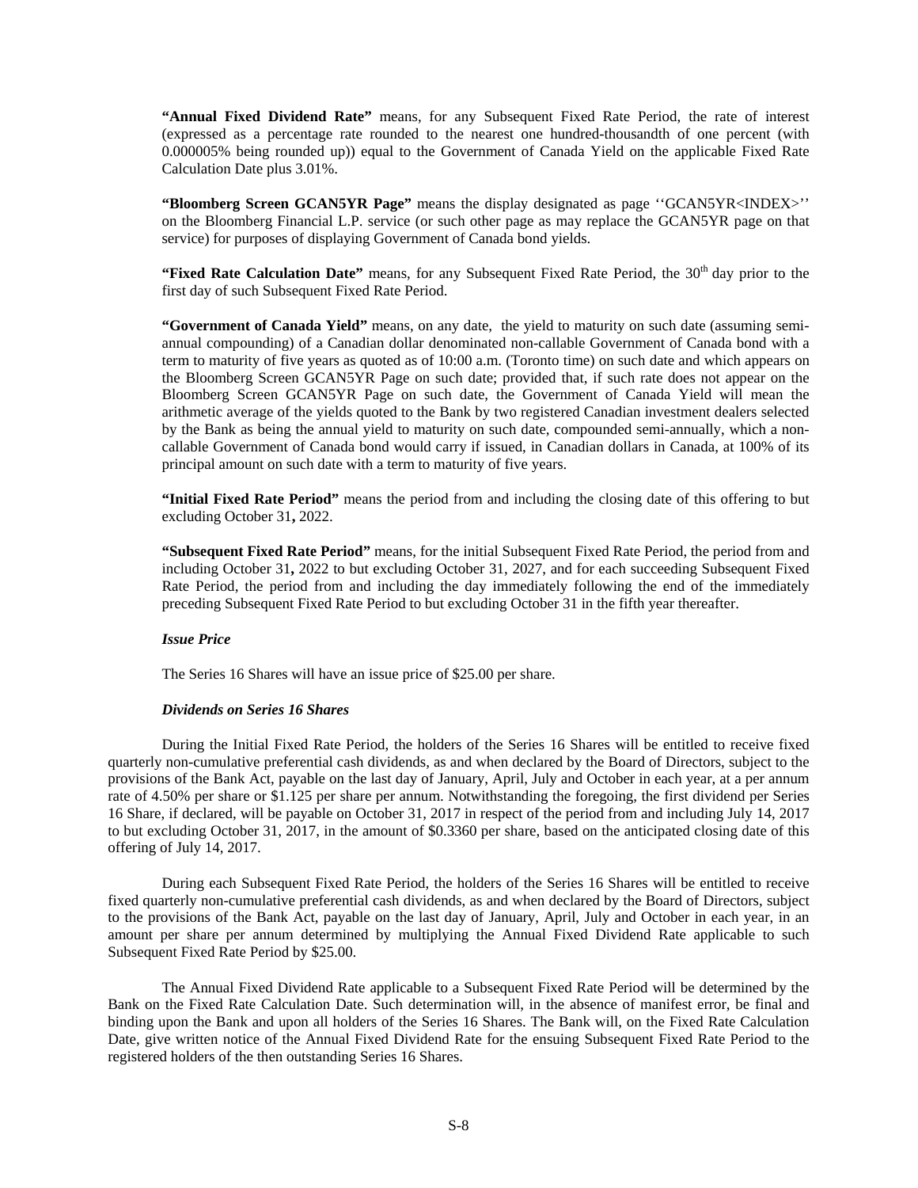**"Annual Fixed Dividend Rate"** means, for any Subsequent Fixed Rate Period, the rate of interest (expressed as a percentage rate rounded to the nearest one hundred-thousandth of one percent (with 0.000005% being rounded up)) equal to the Government of Canada Yield on the applicable Fixed Rate Calculation Date plus 3.01%.

**"Bloomberg Screen GCAN5YR Page"** means the display designated as page ''GCAN5YR<INDEX>'' on the Bloomberg Financial L.P. service (or such other page as may replace the GCAN5YR page on that service) for purposes of displaying Government of Canada bond yields.

**"Fixed Rate Calculation Date"** means, for any Subsequent Fixed Rate Period, the 30th day prior to the first day of such Subsequent Fixed Rate Period.

**"Government of Canada Yield"** means, on any date, the yield to maturity on such date (assuming semi-annual compounding) of a Canadian dollar denominated non-callable Government of Canada bond with a term to maturity of five years as quoted as of 10:00 a.m. (Toronto time) on such date and which appears on the Bloomberg Screen GCAN5YR Page on such date; provided that, if such rate does not appear on the Bloomberg Screen GCAN5YR Page on such date, the Government of Canada Yield will mean the arithmetic average of the yields quoted to the Bank by two registered Canadian investment dealers selected by the Bank as being the annual yield to maturity on such date, compounded semi-annually, which a non-callable Government of Canada bond would carry if issued, in Canadian dollars in Canada, at 100% of its principal amount on such date with a term to maturity of five years.

**"Initial Fixed Rate Period"** means the period from and including the closing date of this offering to but excluding October 31, 2022.

**"Subsequent Fixed Rate Period"** means, for the initial Subsequent Fixed Rate Period, the period from and including October 31, 2022 to but excluding October 31, 2027, and for each succeeding Subsequent Fixed Rate Period, the period from and including the day immediately following the end of the immediately preceding Subsequent Fixed Rate Period to but excluding October 31 in the fifth year thereafter.

***Issue Price***

The Series 16 Shares will have an issue price of $25.00 per share.

***Dividends on Series 16 Shares***

During the Initial Fixed Rate Period, the holders of the Series 16 Shares will be entitled to receive fixed quarterly non-cumulative preferential cash dividends, as and when declared by the Board of Directors, subject to the provisions of the Bank Act, payable on the last day of January, April, July and October in each year, at a per annum rate of 4.50% per share or $1.125 per share per annum. Notwithstanding the foregoing, the first dividend per Series 16 Share, if declared, will be payable on October 31, 2017 in respect of the period from and including July 14, 2017 to but excluding October 31, 2017, in the amount of $0.3360 per share, based on the anticipated closing date of this offering of July 14, 2017.

During each Subsequent Fixed Rate Period, the holders of the Series 16 Shares will be entitled to receive fixed quarterly non-cumulative preferential cash dividends, as and when declared by the Board of Directors, subject to the provisions of the Bank Act, payable on the last day of January, April, July and October in each year, in an amount per share per annum determined by multiplying the Annual Fixed Dividend Rate applicable to such Subsequent Fixed Rate Period by $25.00.

The Annual Fixed Dividend Rate applicable to a Subsequent Fixed Rate Period will be determined by the Bank on the Fixed Rate Calculation Date. Such determination will, in the absence of manifest error, be final and binding upon the Bank and upon all holders of the Series 16 Shares. The Bank will, on the Fixed Rate Calculation Date, give written notice of the Annual Fixed Dividend Rate for the ensuing Subsequent Fixed Rate Period to the registered holders of the then outstanding Series 16 Shares.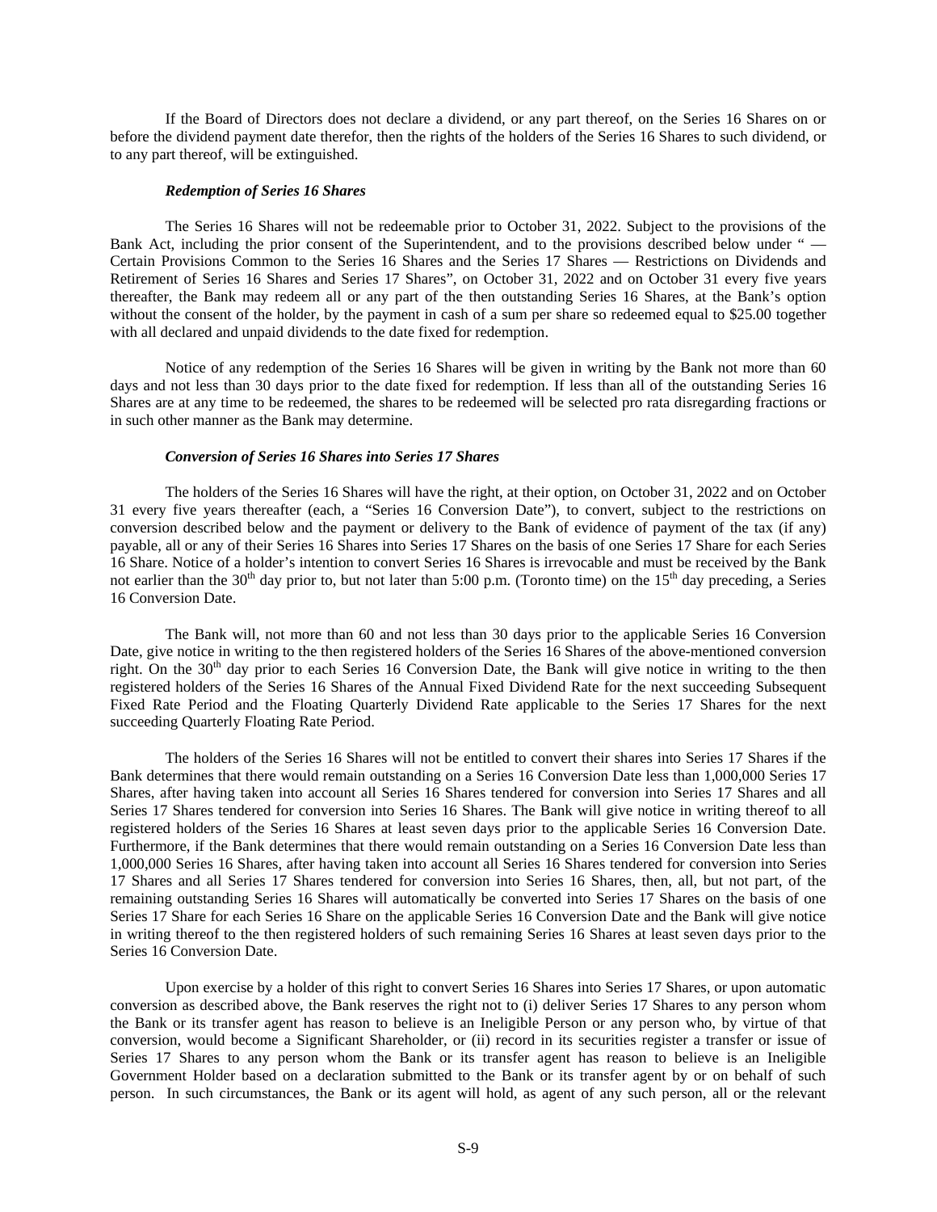If the Board of Directors does not declare a dividend, or any part thereof, on the Series 16 Shares on or before the dividend payment date therefor, then the rights of the holders of the Series 16 Shares to such dividend, or to any part thereof, will be extinguished.

### *Redemption of Series 16 Shares*

The Series 16 Shares will not be redeemable prior to October 31, 2022. Subject to the provisions of the Bank Act, including the prior consent of the Superintendent, and to the provisions described below under " — Certain Provisions Common to the Series 16 Shares and the Series 17 Shares — Restrictions on Dividends and Retirement of Series 16 Shares and Series 17 Shares", on October 31, 2022 and on October 31 every five years thereafter, the Bank may redeem all or any part of the then outstanding Series 16 Shares, at the Bank's option without the consent of the holder, by the payment in cash of a sum per share so redeemed equal to $25.00 together with all declared and unpaid dividends to the date fixed for redemption.

Notice of any redemption of the Series 16 Shares will be given in writing by the Bank not more than 60 days and not less than 30 days prior to the date fixed for redemption. If less than all of the outstanding Series 16 Shares are at any time to be redeemed, the shares to be redeemed will be selected pro rata disregarding fractions or in such other manner as the Bank may determine.

### *Conversion of Series 16 Shares into Series 17 Shares*

The holders of the Series 16 Shares will have the right, at their option, on October 31, 2022 and on October 31 every five years thereafter (each, a "Series 16 Conversion Date"), to convert, subject to the restrictions on conversion described below and the payment or delivery to the Bank of evidence of payment of the tax (if any) payable, all or any of their Series 16 Shares into Series 17 Shares on the basis of one Series 17 Share for each Series 16 Share. Notice of a holder's intention to convert Series 16 Shares is irrevocable and must be received by the Bank not earlier than the 30th day prior to, but not later than 5:00 p.m. (Toronto time) on the 15th day preceding, a Series 16 Conversion Date.

The Bank will, not more than 60 and not less than 30 days prior to the applicable Series 16 Conversion Date, give notice in writing to the then registered holders of the Series 16 Shares of the above-mentioned conversion right. On the 30th day prior to each Series 16 Conversion Date, the Bank will give notice in writing to the then registered holders of the Series 16 Shares of the Annual Fixed Dividend Rate for the next succeeding Subsequent Fixed Rate Period and the Floating Quarterly Dividend Rate applicable to the Series 17 Shares for the next succeeding Quarterly Floating Rate Period.

The holders of the Series 16 Shares will not be entitled to convert their shares into Series 17 Shares if the Bank determines that there would remain outstanding on a Series 16 Conversion Date less than 1,000,000 Series 17 Shares, after having taken into account all Series 16 Shares tendered for conversion into Series 17 Shares and all Series 17 Shares tendered for conversion into Series 16 Shares. The Bank will give notice in writing thereof to all registered holders of the Series 16 Shares at least seven days prior to the applicable Series 16 Conversion Date. Furthermore, if the Bank determines that there would remain outstanding on a Series 16 Conversion Date less than 1,000,000 Series 16 Shares, after having taken into account all Series 16 Shares tendered for conversion into Series 17 Shares and all Series 17 Shares tendered for conversion into Series 16 Shares, then, all, but not part, of the remaining outstanding Series 16 Shares will automatically be converted into Series 17 Shares on the basis of one Series 17 Share for each Series 16 Share on the applicable Series 16 Conversion Date and the Bank will give notice in writing thereof to the then registered holders of such remaining Series 16 Shares at least seven days prior to the Series 16 Conversion Date.

Upon exercise by a holder of this right to convert Series 16 Shares into Series 17 Shares, or upon automatic conversion as described above, the Bank reserves the right not to (i) deliver Series 17 Shares to any person whom the Bank or its transfer agent has reason to believe is an Ineligible Person or any person who, by virtue of that conversion, would become a Significant Shareholder, or (ii) record in its securities register a transfer or issue of Series 17 Shares to any person whom the Bank or its transfer agent has reason to believe is an Ineligible Government Holder based on a declaration submitted to the Bank or its transfer agent by or on behalf of such person. In such circumstances, the Bank or its agent will hold, as agent of any such person, all or the relevant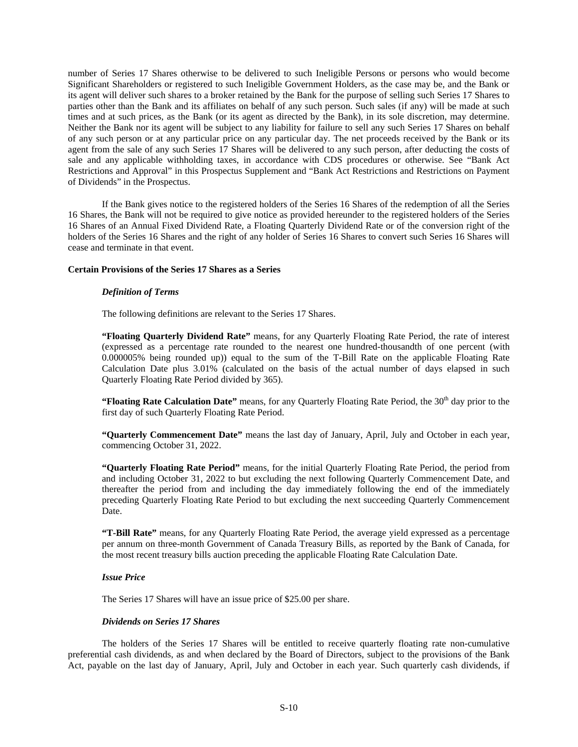number of Series 17 Shares otherwise to be delivered to such Ineligible Persons or persons who would become Significant Shareholders or registered to such Ineligible Government Holders, as the case may be, and the Bank or its agent will deliver such shares to a broker retained by the Bank for the purpose of selling such Series 17 Shares to parties other than the Bank and its affiliates on behalf of any such person. Such sales (if any) will be made at such times and at such prices, as the Bank (or its agent as directed by the Bank), in its sole discretion, may determine. Neither the Bank nor its agent will be subject to any liability for failure to sell any such Series 17 Shares on behalf of any such person or at any particular price on any particular day. The net proceeds received by the Bank or its agent from the sale of any such Series 17 Shares will be delivered to any such person, after deducting the costs of sale and any applicable withholding taxes, in accordance with CDS procedures or otherwise. See "Bank Act Restrictions and Approval" in this Prospectus Supplement and "Bank Act Restrictions and Restrictions on Payment of Dividends" in the Prospectus.

If the Bank gives notice to the registered holders of the Series 16 Shares of the redemption of all the Series 16 Shares, the Bank will not be required to give notice as provided hereunder to the registered holders of the Series 16 Shares of an Annual Fixed Dividend Rate, a Floating Quarterly Dividend Rate or of the conversion right of the holders of the Series 16 Shares and the right of any holder of Series 16 Shares to convert such Series 16 Shares will cease and terminate in that event.

**Certain Provisions of the Series 17 Shares as a Series**

***Definition of Terms***

The following definitions are relevant to the Series 17 Shares.

**"Floating Quarterly Dividend Rate"** means, for any Quarterly Floating Rate Period, the rate of interest (expressed as a percentage rate rounded to the nearest one hundred-thousandth of one percent (with 0.000005% being rounded up)) equal to the sum of the T-Bill Rate on the applicable Floating Rate Calculation Date plus 3.01% (calculated on the basis of the actual number of days elapsed in such Quarterly Floating Rate Period divided by 365).

**"Floating Rate Calculation Date"** means, for any Quarterly Floating Rate Period, the 30th day prior to the first day of such Quarterly Floating Rate Period.

**"Quarterly Commencement Date"** means the last day of January, April, July and October in each year, commencing October 31, 2022.

**"Quarterly Floating Rate Period"** means, for the initial Quarterly Floating Rate Period, the period from and including October 31, 2022 to but excluding the next following Quarterly Commencement Date, and thereafter the period from and including the day immediately following the end of the immediately preceding Quarterly Floating Rate Period to but excluding the next succeeding Quarterly Commencement Date.

**"T-Bill Rate"** means, for any Quarterly Floating Rate Period, the average yield expressed as a percentage per annum on three-month Government of Canada Treasury Bills, as reported by the Bank of Canada, for the most recent treasury bills auction preceding the applicable Floating Rate Calculation Date.

***Issue Price***

The Series 17 Shares will have an issue price of $25.00 per share.

***Dividends on Series 17 Shares***

The holders of the Series 17 Shares will be entitled to receive quarterly floating rate non-cumulative preferential cash dividends, as and when declared by the Board of Directors, subject to the provisions of the Bank Act, payable on the last day of January, April, July and October in each year. Such quarterly cash dividends, if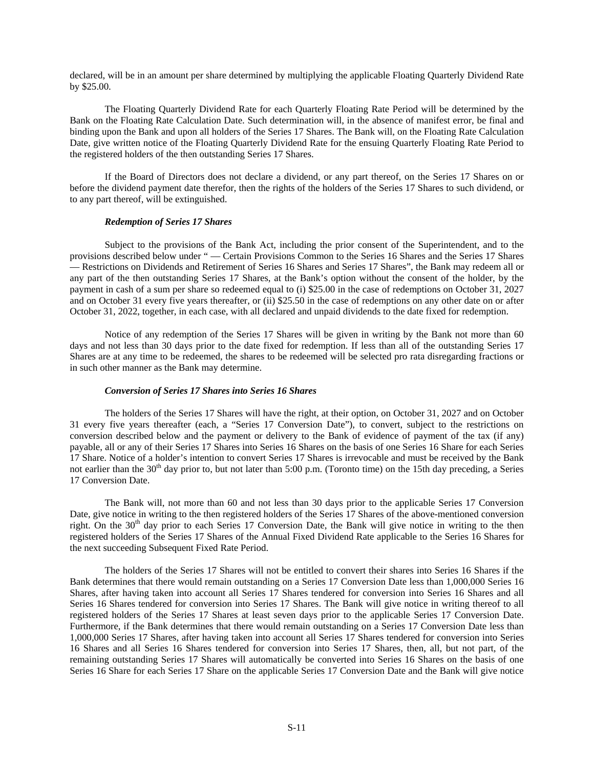declared, will be in an amount per share determined by multiplying the applicable Floating Quarterly Dividend Rate by $25.00.

The Floating Quarterly Dividend Rate for each Quarterly Floating Rate Period will be determined by the Bank on the Floating Rate Calculation Date. Such determination will, in the absence of manifest error, be final and binding upon the Bank and upon all holders of the Series 17 Shares. The Bank will, on the Floating Rate Calculation Date, give written notice of the Floating Quarterly Dividend Rate for the ensuing Quarterly Floating Rate Period to the registered holders of the then outstanding Series 17 Shares.

If the Board of Directors does not declare a dividend, or any part thereof, on the Series 17 Shares on or before the dividend payment date therefor, then the rights of the holders of the Series 17 Shares to such dividend, or to any part thereof, will be extinguished.

***Redemption of Series 17 Shares***

Subject to the provisions of the Bank Act, including the prior consent of the Superintendent, and to the provisions described below under " — Certain Provisions Common to the Series 16 Shares and the Series 17 Shares — Restrictions on Dividends and Retirement of Series 16 Shares and Series 17 Shares", the Bank may redeem all or any part of the then outstanding Series 17 Shares, at the Bank's option without the consent of the holder, by the payment in cash of a sum per share so redeemed equal to (i) $25.00 in the case of redemptions on October 31, 2027 and on October 31 every five years thereafter, or (ii) $25.50 in the case of redemptions on any other date on or after October 31, 2022, together, in each case, with all declared and unpaid dividends to the date fixed for redemption.

Notice of any redemption of the Series 17 Shares will be given in writing by the Bank not more than 60 days and not less than 30 days prior to the date fixed for redemption. If less than all of the outstanding Series 17 Shares are at any time to be redeemed, the shares to be redeemed will be selected pro rata disregarding fractions or in such other manner as the Bank may determine.

***Conversion of Series 17 Shares into Series 16 Shares***

The holders of the Series 17 Shares will have the right, at their option, on October 31, 2027 and on October 31 every five years thereafter (each, a "Series 17 Conversion Date"), to convert, subject to the restrictions on conversion described below and the payment or delivery to the Bank of evidence of payment of the tax (if any) payable, all or any of their Series 17 Shares into Series 16 Shares on the basis of one Series 16 Share for each Series 17 Share. Notice of a holder's intention to convert Series 17 Shares is irrevocable and must be received by the Bank not earlier than the 30th day prior to, but not later than 5:00 p.m. (Toronto time) on the 15th day preceding, a Series 17 Conversion Date.

The Bank will, not more than 60 and not less than 30 days prior to the applicable Series 17 Conversion Date, give notice in writing to the then registered holders of the Series 17 Shares of the above-mentioned conversion right. On the 30th day prior to each Series 17 Conversion Date, the Bank will give notice in writing to the then registered holders of the Series 17 Shares of the Annual Fixed Dividend Rate applicable to the Series 16 Shares for the next succeeding Subsequent Fixed Rate Period.

The holders of the Series 17 Shares will not be entitled to convert their shares into Series 16 Shares if the Bank determines that there would remain outstanding on a Series 17 Conversion Date less than 1,000,000 Series 16 Shares, after having taken into account all Series 17 Shares tendered for conversion into Series 16 Shares and all Series 16 Shares tendered for conversion into Series 17 Shares. The Bank will give notice in writing thereof to all registered holders of the Series 17 Shares at least seven days prior to the applicable Series 17 Conversion Date. Furthermore, if the Bank determines that there would remain outstanding on a Series 17 Conversion Date less than 1,000,000 Series 17 Shares, after having taken into account all Series 17 Shares tendered for conversion into Series 16 Shares and all Series 16 Shares tendered for conversion into Series 17 Shares, then, all, but not part, of the remaining outstanding Series 17 Shares will automatically be converted into Series 16 Shares on the basis of one Series 16 Share for each Series 17 Share on the applicable Series 17 Conversion Date and the Bank will give notice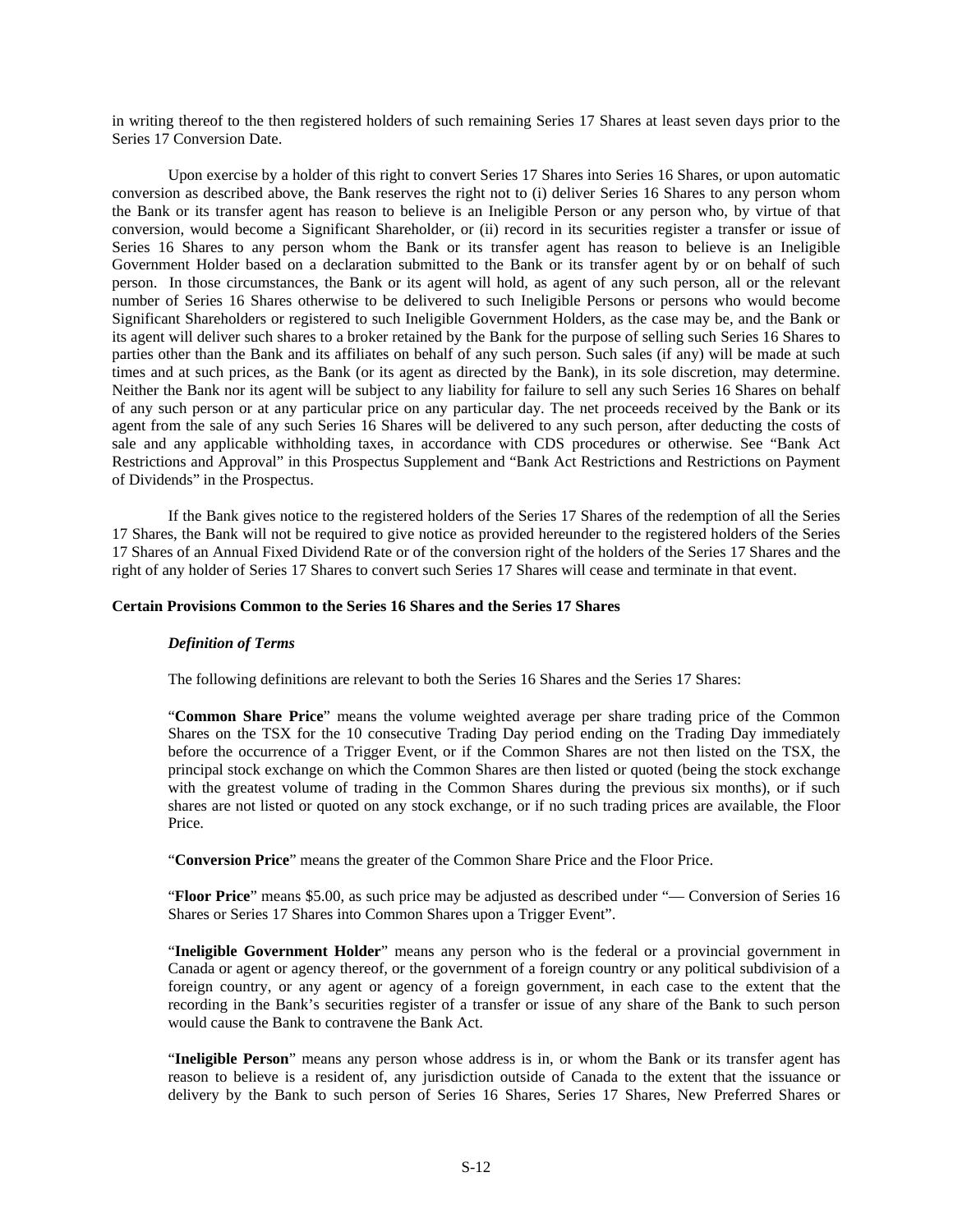in writing thereof to the then registered holders of such remaining Series 17 Shares at least seven days prior to the Series 17 Conversion Date.

Upon exercise by a holder of this right to convert Series 17 Shares into Series 16 Shares, or upon automatic conversion as described above, the Bank reserves the right not to (i) deliver Series 16 Shares to any person whom the Bank or its transfer agent has reason to believe is an Ineligible Person or any person who, by virtue of that conversion, would become a Significant Shareholder, or (ii) record in its securities register a transfer or issue of Series 16 Shares to any person whom the Bank or its transfer agent has reason to believe is an Ineligible Government Holder based on a declaration submitted to the Bank or its transfer agent by or on behalf of such person. In those circumstances, the Bank or its agent will hold, as agent of any such person, all or the relevant number of Series 16 Shares otherwise to be delivered to such Ineligible Persons or persons who would become Significant Shareholders or registered to such Ineligible Government Holders, as the case may be, and the Bank or its agent will deliver such shares to a broker retained by the Bank for the purpose of selling such Series 16 Shares to parties other than the Bank and its affiliates on behalf of any such person. Such sales (if any) will be made at such times and at such prices, as the Bank (or its agent as directed by the Bank), in its sole discretion, may determine. Neither the Bank nor its agent will be subject to any liability for failure to sell any such Series 16 Shares on behalf of any such person or at any particular price on any particular day. The net proceeds received by the Bank or its agent from the sale of any such Series 16 Shares will be delivered to any such person, after deducting the costs of sale and any applicable withholding taxes, in accordance with CDS procedures or otherwise. See "Bank Act Restrictions and Approval" in this Prospectus Supplement and "Bank Act Restrictions and Restrictions on Payment of Dividends" in the Prospectus.

If the Bank gives notice to the registered holders of the Series 17 Shares of the redemption of all the Series 17 Shares, the Bank will not be required to give notice as provided hereunder to the registered holders of the Series 17 Shares of an Annual Fixed Dividend Rate or of the conversion right of the holders of the Series 17 Shares and the right of any holder of Series 17 Shares to convert such Series 17 Shares will cease and terminate in that event.

**Certain Provisions Common to the Series 16 Shares and the Series 17 Shares**

***Definition of Terms***

The following definitions are relevant to both the Series 16 Shares and the Series 17 Shares:

"**Common Share Price**" means the volume weighted average per share trading price of the Common Shares on the TSX for the 10 consecutive Trading Day period ending on the Trading Day immediately before the occurrence of a Trigger Event, or if the Common Shares are not then listed on the TSX, the principal stock exchange on which the Common Shares are then listed or quoted (being the stock exchange with the greatest volume of trading in the Common Shares during the previous six months), or if such shares are not listed or quoted on any stock exchange, or if no such trading prices are available, the Floor Price.

"**Conversion Price**" means the greater of the Common Share Price and the Floor Price.

"**Floor Price**" means $5.00, as such price may be adjusted as described under "— Conversion of Series 16 Shares or Series 17 Shares into Common Shares upon a Trigger Event".

"**Ineligible Government Holder**" means any person who is the federal or a provincial government in Canada or agent or agency thereof, or the government of a foreign country or any political subdivision of a foreign country, or any agent or agency of a foreign government, in each case to the extent that the recording in the Bank's securities register of a transfer or issue of any share of the Bank to such person would cause the Bank to contravene the Bank Act.

"**Ineligible Person**" means any person whose address is in, or whom the Bank or its transfer agent has reason to believe is a resident of, any jurisdiction outside of Canada to the extent that the issuance or delivery by the Bank to such person of Series 16 Shares, Series 17 Shares, New Preferred Shares or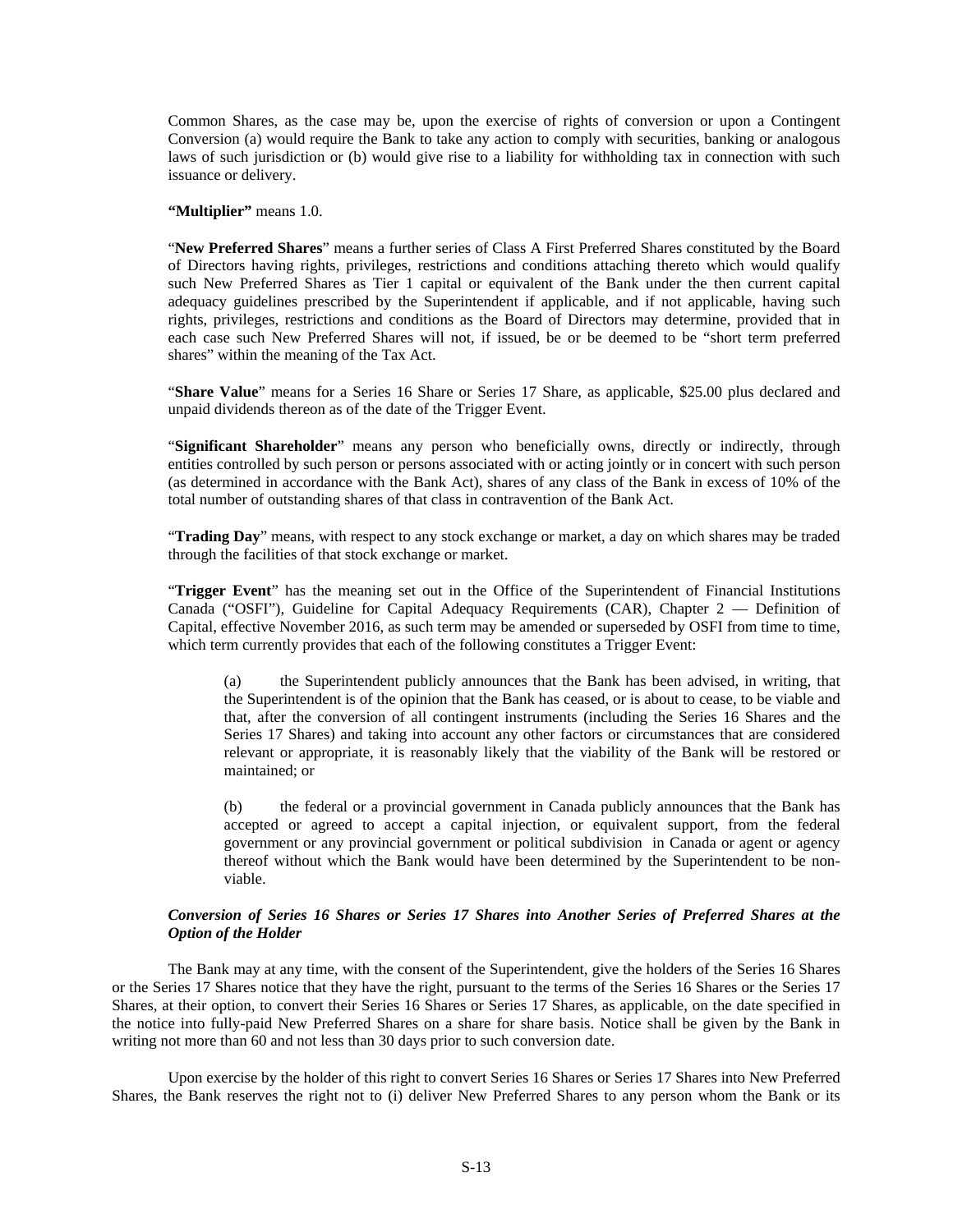Common Shares, as the case may be, upon the exercise of rights of conversion or upon a Contingent Conversion (a) would require the Bank to take any action to comply with securities, banking or analogous laws of such jurisdiction or (b) would give rise to a liability for withholding tax in connection with such issuance or delivery.

**"Multiplier"** means 1.0.

"**New Preferred Shares**" means a further series of Class A First Preferred Shares constituted by the Board of Directors having rights, privileges, restrictions and conditions attaching thereto which would qualify such New Preferred Shares as Tier 1 capital or equivalent of the Bank under the then current capital adequacy guidelines prescribed by the Superintendent if applicable, and if not applicable, having such rights, privileges, restrictions and conditions as the Board of Directors may determine, provided that in each case such New Preferred Shares will not, if issued, be or be deemed to be "short term preferred shares" within the meaning of the Tax Act.

"**Share Value**" means for a Series 16 Share or Series 17 Share, as applicable, $25.00 plus declared and unpaid dividends thereon as of the date of the Trigger Event.

"**Significant Shareholder**" means any person who beneficially owns, directly or indirectly, through entities controlled by such person or persons associated with or acting jointly or in concert with such person (as determined in accordance with the Bank Act), shares of any class of the Bank in excess of 10% of the total number of outstanding shares of that class in contravention of the Bank Act.

"**Trading Day**" means, with respect to any stock exchange or market, a day on which shares may be traded through the facilities of that stock exchange or market.

"**Trigger Event**" has the meaning set out in the Office of the Superintendent of Financial Institutions Canada ("OSFI"), Guideline for Capital Adequacy Requirements (CAR), Chapter 2 — Definition of Capital, effective November 2016, as such term may be amended or superseded by OSFI from time to time, which term currently provides that each of the following constitutes a Trigger Event:

(a) the Superintendent publicly announces that the Bank has been advised, in writing, that the Superintendent is of the opinion that the Bank has ceased, or is about to cease, to be viable and that, after the conversion of all contingent instruments (including the Series 16 Shares and the Series 17 Shares) and taking into account any other factors or circumstances that are considered relevant or appropriate, it is reasonably likely that the viability of the Bank will be restored or maintained; or

(b) the federal or a provincial government in Canada publicly announces that the Bank has accepted or agreed to accept a capital injection, or equivalent support, from the federal government or any provincial government or political subdivision in Canada or agent or agency thereof without which the Bank would have been determined by the Superintendent to be non-viable.

***Conversion of Series 16 Shares or Series 17 Shares into Another Series of Preferred Shares at the Option of the Holder***

The Bank may at any time, with the consent of the Superintendent, give the holders of the Series 16 Shares or the Series 17 Shares notice that they have the right, pursuant to the terms of the Series 16 Shares or the Series 17 Shares, at their option, to convert their Series 16 Shares or Series 17 Shares, as applicable, on the date specified in the notice into fully-paid New Preferred Shares on a share for share basis. Notice shall be given by the Bank in writing not more than 60 and not less than 30 days prior to such conversion date.

Upon exercise by the holder of this right to convert Series 16 Shares or Series 17 Shares into New Preferred Shares, the Bank reserves the right not to (i) deliver New Preferred Shares to any person whom the Bank or its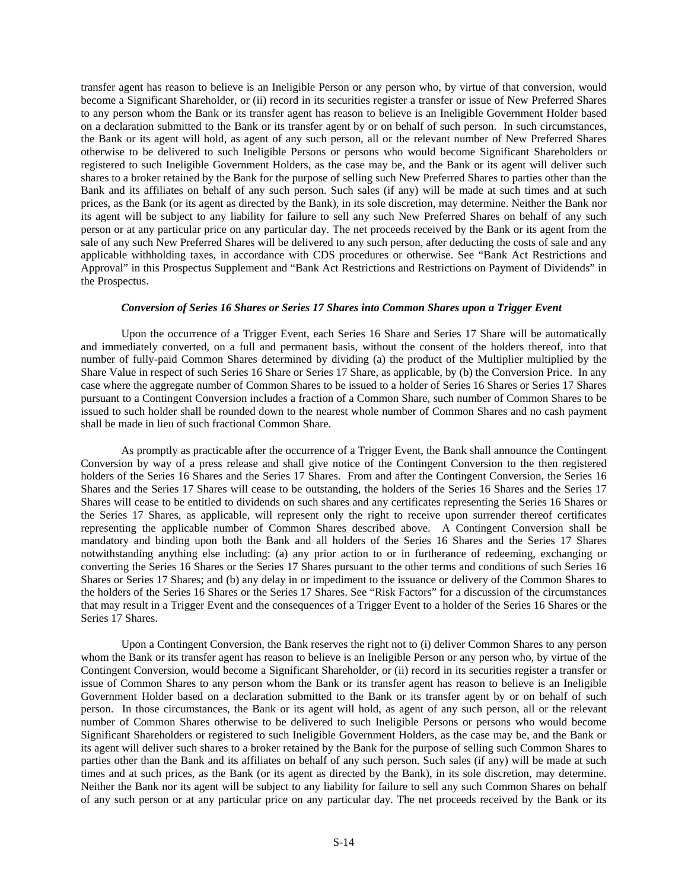transfer agent has reason to believe is an Ineligible Person or any person who, by virtue of that conversion, would become a Significant Shareholder, or (ii) record in its securities register a transfer or issue of New Preferred Shares to any person whom the Bank or its transfer agent has reason to believe is an Ineligible Government Holder based on a declaration submitted to the Bank or its transfer agent by or on behalf of such person. In such circumstances, the Bank or its agent will hold, as agent of any such person, all or the relevant number of New Preferred Shares otherwise to be delivered to such Ineligible Persons or persons who would become Significant Shareholders or registered to such Ineligible Government Holders, as the case may be, and the Bank or its agent will deliver such shares to a broker retained by the Bank for the purpose of selling such New Preferred Shares to parties other than the Bank and its affiliates on behalf of any such person. Such sales (if any) will be made at such times and at such prices, as the Bank (or its agent as directed by the Bank), in its sole discretion, may determine. Neither the Bank nor its agent will be subject to any liability for failure to sell any such New Preferred Shares on behalf of any such person or at any particular price on any particular day. The net proceeds received by the Bank or its agent from the sale of any such New Preferred Shares will be delivered to any such person, after deducting the costs of sale and any applicable withholding taxes, in accordance with CDS procedures or otherwise. See "Bank Act Restrictions and Approval" in this Prospectus Supplement and "Bank Act Restrictions and Restrictions on Payment of Dividends" in the Prospectus.

***Conversion of Series 16 Shares or Series 17 Shares into Common Shares upon a Trigger Event***

Upon the occurrence of a Trigger Event, each Series 16 Share and Series 17 Share will be automatically and immediately converted, on a full and permanent basis, without the consent of the holders thereof, into that number of fully-paid Common Shares determined by dividing (a) the product of the Multiplier multiplied by the Share Value in respect of such Series 16 Share or Series 17 Share, as applicable, by (b) the Conversion Price. In any case where the aggregate number of Common Shares to be issued to a holder of Series 16 Shares or Series 17 Shares pursuant to a Contingent Conversion includes a fraction of a Common Share, such number of Common Shares to be issued to such holder shall be rounded down to the nearest whole number of Common Shares and no cash payment shall be made in lieu of such fractional Common Share.

As promptly as practicable after the occurrence of a Trigger Event, the Bank shall announce the Contingent Conversion by way of a press release and shall give notice of the Contingent Conversion to the then registered holders of the Series 16 Shares and the Series 17 Shares. From and after the Contingent Conversion, the Series 16 Shares and the Series 17 Shares will cease to be outstanding, the holders of the Series 16 Shares and the Series 17 Shares will cease to be entitled to dividends on such shares and any certificates representing the Series 16 Shares or the Series 17 Shares, as applicable, will represent only the right to receive upon surrender thereof certificates representing the applicable number of Common Shares described above. A Contingent Conversion shall be mandatory and binding upon both the Bank and all holders of the Series 16 Shares and the Series 17 Shares notwithstanding anything else including: (a) any prior action to or in furtherance of redeeming, exchanging or converting the Series 16 Shares or the Series 17 Shares pursuant to the other terms and conditions of such Series 16 Shares or Series 17 Shares; and (b) any delay in or impediment to the issuance or delivery of the Common Shares to the holders of the Series 16 Shares or the Series 17 Shares. See "Risk Factors" for a discussion of the circumstances that may result in a Trigger Event and the consequences of a Trigger Event to a holder of the Series 16 Shares or the Series 17 Shares.

Upon a Contingent Conversion, the Bank reserves the right not to (i) deliver Common Shares to any person whom the Bank or its transfer agent has reason to believe is an Ineligible Person or any person who, by virtue of the Contingent Conversion, would become a Significant Shareholder, or (ii) record in its securities register a transfer or issue of Common Shares to any person whom the Bank or its transfer agent has reason to believe is an Ineligible Government Holder based on a declaration submitted to the Bank or its transfer agent by or on behalf of such person. In those circumstances, the Bank or its agent will hold, as agent of any such person, all or the relevant number of Common Shares otherwise to be delivered to such Ineligible Persons or persons who would become Significant Shareholders or registered to such Ineligible Government Holders, as the case may be, and the Bank or its agent will deliver such shares to a broker retained by the Bank for the purpose of selling such Common Shares to parties other than the Bank and its affiliates on behalf of any such person. Such sales (if any) will be made at such times and at such prices, as the Bank (or its agent as directed by the Bank), in its sole discretion, may determine. Neither the Bank nor its agent will be subject to any liability for failure to sell any such Common Shares on behalf of any such person or at any particular price on any particular day. The net proceeds received by the Bank or its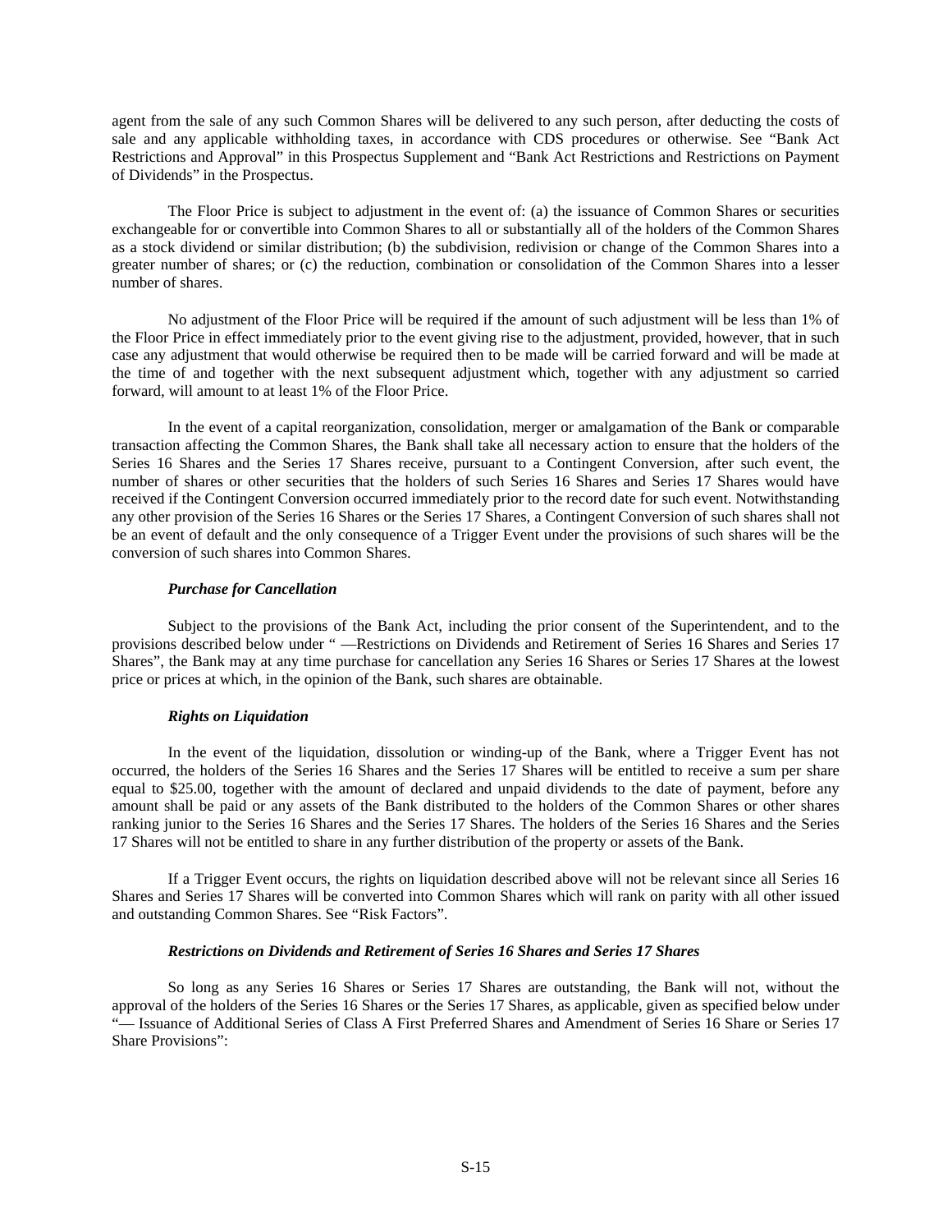agent from the sale of any such Common Shares will be delivered to any such person, after deducting the costs of sale and any applicable withholding taxes, in accordance with CDS procedures or otherwise. See "Bank Act Restrictions and Approval" in this Prospectus Supplement and "Bank Act Restrictions and Restrictions on Payment of Dividends" in the Prospectus.

The Floor Price is subject to adjustment in the event of: (a) the issuance of Common Shares or securities exchangeable for or convertible into Common Shares to all or substantially all of the holders of the Common Shares as a stock dividend or similar distribution; (b) the subdivision, redivision or change of the Common Shares into a greater number of shares; or (c) the reduction, combination or consolidation of the Common Shares into a lesser number of shares.

No adjustment of the Floor Price will be required if the amount of such adjustment will be less than 1% of the Floor Price in effect immediately prior to the event giving rise to the adjustment, provided, however, that in such case any adjustment that would otherwise be required then to be made will be carried forward and will be made at the time of and together with the next subsequent adjustment which, together with any adjustment so carried forward, will amount to at least 1% of the Floor Price.

In the event of a capital reorganization, consolidation, merger or amalgamation of the Bank or comparable transaction affecting the Common Shares, the Bank shall take all necessary action to ensure that the holders of the Series 16 Shares and the Series 17 Shares receive, pursuant to a Contingent Conversion, after such event, the number of shares or other securities that the holders of such Series 16 Shares and Series 17 Shares would have received if the Contingent Conversion occurred immediately prior to the record date for such event. Notwithstanding any other provision of the Series 16 Shares or the Series 17 Shares, a Contingent Conversion of such shares shall not be an event of default and the only consequence of a Trigger Event under the provisions of such shares will be the conversion of such shares into Common Shares.

### *Purchase for Cancellation*

Subject to the provisions of the Bank Act, including the prior consent of the Superintendent, and to the provisions described below under " —Restrictions on Dividends and Retirement of Series 16 Shares and Series 17 Shares", the Bank may at any time purchase for cancellation any Series 16 Shares or Series 17 Shares at the lowest price or prices at which, in the opinion of the Bank, such shares are obtainable.

### *Rights on Liquidation*

In the event of the liquidation, dissolution or winding-up of the Bank, where a Trigger Event has not occurred, the holders of the Series 16 Shares and the Series 17 Shares will be entitled to receive a sum per share equal to $25.00, together with the amount of declared and unpaid dividends to the date of payment, before any amount shall be paid or any assets of the Bank distributed to the holders of the Common Shares or other shares ranking junior to the Series 16 Shares and the Series 17 Shares. The holders of the Series 16 Shares and the Series 17 Shares will not be entitled to share in any further distribution of the property or assets of the Bank.

If a Trigger Event occurs, the rights on liquidation described above will not be relevant since all Series 16 Shares and Series 17 Shares will be converted into Common Shares which will rank on parity with all other issued and outstanding Common Shares. See "Risk Factors".

### *Restrictions on Dividends and Retirement of Series 16 Shares and Series 17 Shares*

So long as any Series 16 Shares or Series 17 Shares are outstanding, the Bank will not, without the approval of the holders of the Series 16 Shares or the Series 17 Shares, as applicable, given as specified below under "— Issuance of Additional Series of Class A First Preferred Shares and Amendment of Series 16 Share or Series 17 Share Provisions":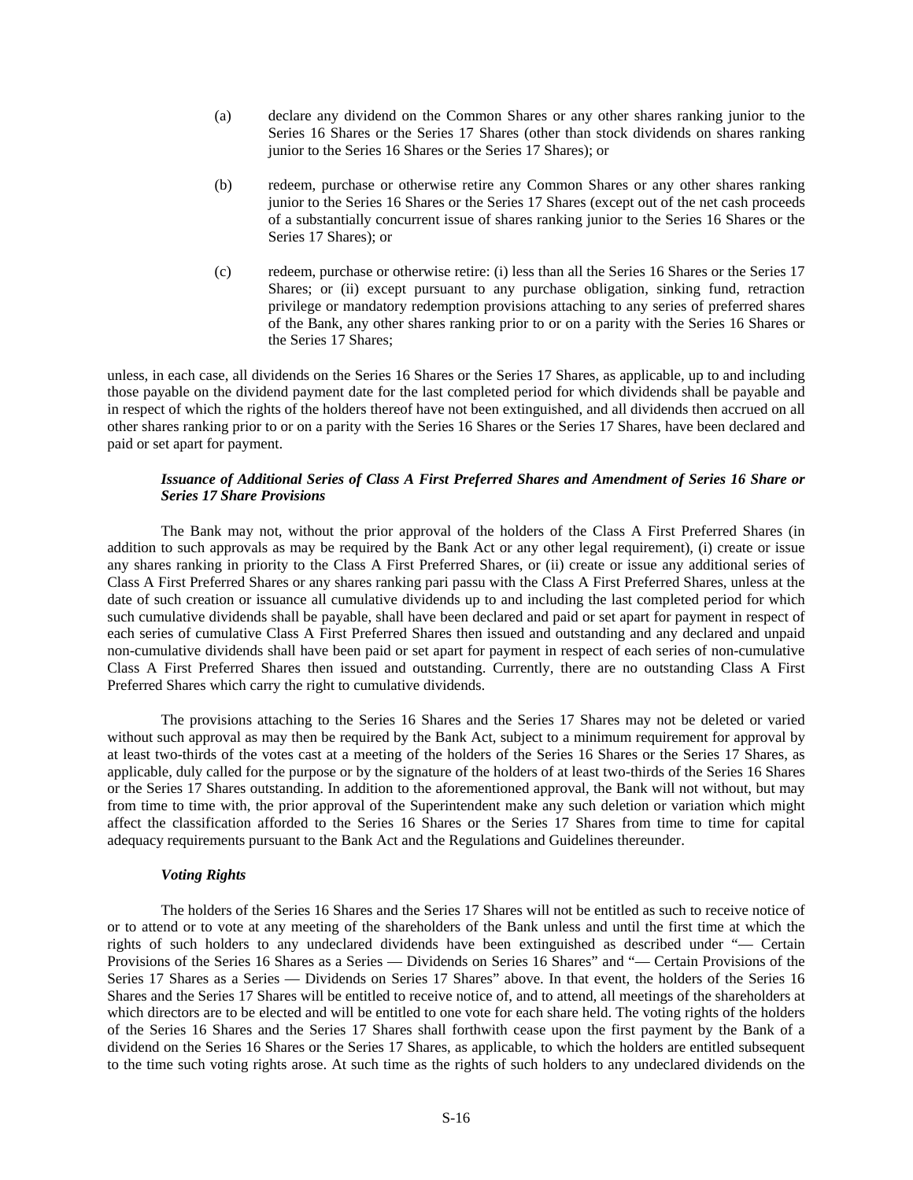(a) declare any dividend on the Common Shares or any other shares ranking junior to the Series 16 Shares or the Series 17 Shares (other than stock dividends on shares ranking junior to the Series 16 Shares or the Series 17 Shares); or

(b) redeem, purchase or otherwise retire any Common Shares or any other shares ranking junior to the Series 16 Shares or the Series 17 Shares (except out of the net cash proceeds of a substantially concurrent issue of shares ranking junior to the Series 16 Shares or the Series 17 Shares); or

(c) redeem, purchase or otherwise retire: (i) less than all the Series 16 Shares or the Series 17 Shares; or (ii) except pursuant to any purchase obligation, sinking fund, retraction privilege or mandatory redemption provisions attaching to any series of preferred shares of the Bank, any other shares ranking prior to or on a parity with the Series 16 Shares or the Series 17 Shares;

unless, in each case, all dividends on the Series 16 Shares or the Series 17 Shares, as applicable, up to and including those payable on the dividend payment date for the last completed period for which dividends shall be payable and in respect of which the rights of the holders thereof have not been extinguished, and all dividends then accrued on all other shares ranking prior to or on a parity with the Series 16 Shares or the Series 17 Shares, have been declared and paid or set apart for payment.

***Issuance of Additional Series of Class A First Preferred Shares and Amendment of Series 16 Share or Series 17 Share Provisions***

The Bank may not, without the prior approval of the holders of the Class A First Preferred Shares (in addition to such approvals as may be required by the Bank Act or any other legal requirement), (i) create or issue any shares ranking in priority to the Class A First Preferred Shares, or (ii) create or issue any additional series of Class A First Preferred Shares or any shares ranking pari passu with the Class A First Preferred Shares, unless at the date of such creation or issuance all cumulative dividends up to and including the last completed period for which such cumulative dividends shall be payable, shall have been declared and paid or set apart for payment in respect of each series of cumulative Class A First Preferred Shares then issued and outstanding and any declared and unpaid non-cumulative dividends shall have been paid or set apart for payment in respect of each series of non-cumulative Class A First Preferred Shares then issued and outstanding. Currently, there are no outstanding Class A First Preferred Shares which carry the right to cumulative dividends.

The provisions attaching to the Series 16 Shares and the Series 17 Shares may not be deleted or varied without such approval as may then be required by the Bank Act, subject to a minimum requirement for approval by at least two-thirds of the votes cast at a meeting of the holders of the Series 16 Shares or the Series 17 Shares, as applicable, duly called for the purpose or by the signature of the holders of at least two-thirds of the Series 16 Shares or the Series 17 Shares outstanding. In addition to the aforementioned approval, the Bank will not without, but may from time to time with, the prior approval of the Superintendent make any such deletion or variation which might affect the classification afforded to the Series 16 Shares or the Series 17 Shares from time to time for capital adequacy requirements pursuant to the Bank Act and the Regulations and Guidelines thereunder.

***Voting Rights***

The holders of the Series 16 Shares and the Series 17 Shares will not be entitled as such to receive notice of or to attend or to vote at any meeting of the shareholders of the Bank unless and until the first time at which the rights of such holders to any undeclared dividends have been extinguished as described under "— Certain Provisions of the Series 16 Shares as a Series — Dividends on Series 16 Shares" and "— Certain Provisions of the Series 17 Shares as a Series — Dividends on Series 17 Shares" above. In that event, the holders of the Series 16 Shares and the Series 17 Shares will be entitled to receive notice of, and to attend, all meetings of the shareholders at which directors are to be elected and will be entitled to one vote for each share held. The voting rights of the holders of the Series 16 Shares and the Series 17 Shares shall forthwith cease upon the first payment by the Bank of a dividend on the Series 16 Shares or the Series 17 Shares, as applicable, to which the holders are entitled subsequent to the time such voting rights arose. At such time as the rights of such holders to any undeclared dividends on the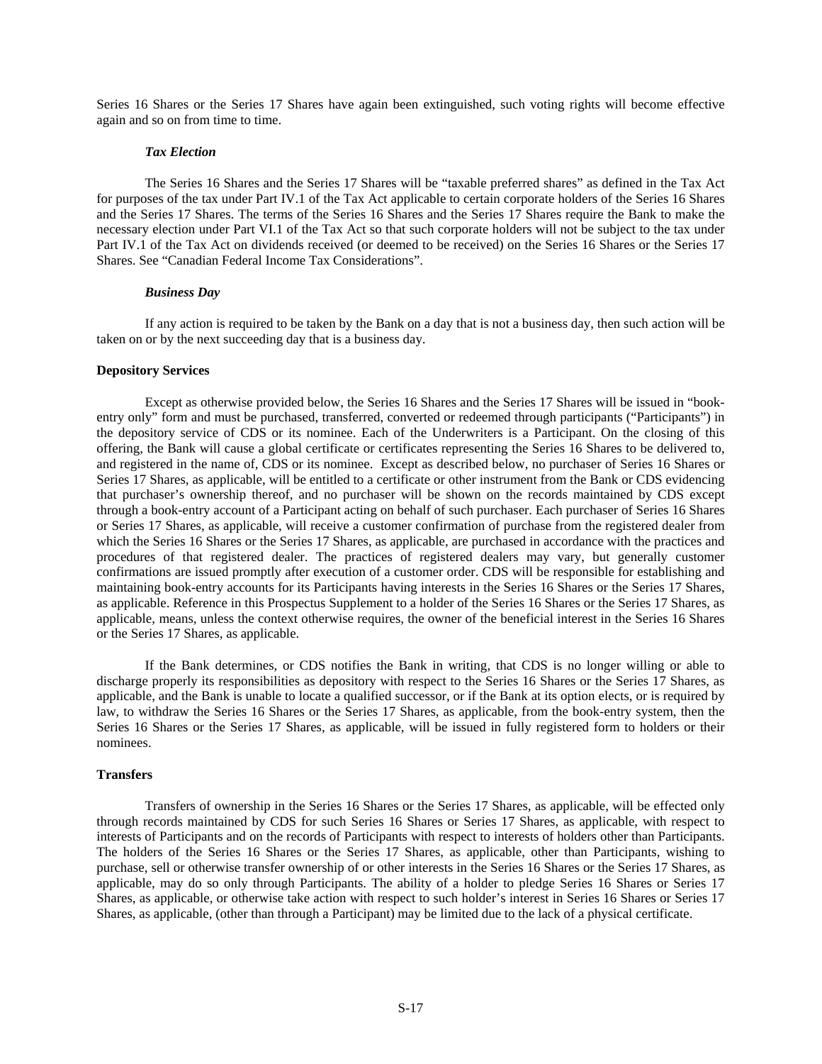Series 16 Shares or the Series 17 Shares have again been extinguished, such voting rights will become effective again and so on from time to time.

***Tax Election***

The Series 16 Shares and the Series 17 Shares will be "taxable preferred shares" as defined in the Tax Act for purposes of the tax under Part IV.1 of the Tax Act applicable to certain corporate holders of the Series 16 Shares and the Series 17 Shares. The terms of the Series 16 Shares and the Series 17 Shares require the Bank to make the necessary election under Part VI.1 of the Tax Act so that such corporate holders will not be subject to the tax under Part IV.1 of the Tax Act on dividends received (or deemed to be received) on the Series 16 Shares or the Series 17 Shares. See "Canadian Federal Income Tax Considerations".

***Business Day***

If any action is required to be taken by the Bank on a day that is not a business day, then such action will be taken on or by the next succeeding day that is a business day.

**Depository Services**

Except as otherwise provided below, the Series 16 Shares and the Series 17 Shares will be issued in "book-entry only" form and must be purchased, transferred, converted or redeemed through participants ("Participants") in the depository service of CDS or its nominee. Each of the Underwriters is a Participant. On the closing of this offering, the Bank will cause a global certificate or certificates representing the Series 16 Shares to be delivered to, and registered in the name of, CDS or its nominee. Except as described below, no purchaser of Series 16 Shares or Series 17 Shares, as applicable, will be entitled to a certificate or other instrument from the Bank or CDS evidencing that purchaser's ownership thereof, and no purchaser will be shown on the records maintained by CDS except through a book-entry account of a Participant acting on behalf of such purchaser. Each purchaser of Series 16 Shares or Series 17 Shares, as applicable, will receive a customer confirmation of purchase from the registered dealer from which the Series 16 Shares or the Series 17 Shares, as applicable, are purchased in accordance with the practices and procedures of that registered dealer. The practices of registered dealers may vary, but generally customer confirmations are issued promptly after execution of a customer order. CDS will be responsible for establishing and maintaining book-entry accounts for its Participants having interests in the Series 16 Shares or the Series 17 Shares, as applicable. Reference in this Prospectus Supplement to a holder of the Series 16 Shares or the Series 17 Shares, as applicable, means, unless the context otherwise requires, the owner of the beneficial interest in the Series 16 Shares or the Series 17 Shares, as applicable.

If the Bank determines, or CDS notifies the Bank in writing, that CDS is no longer willing or able to discharge properly its responsibilities as depository with respect to the Series 16 Shares or the Series 17 Shares, as applicable, and the Bank is unable to locate a qualified successor, or if the Bank at its option elects, or is required by law, to withdraw the Series 16 Shares or the Series 17 Shares, as applicable, from the book-entry system, then the Series 16 Shares or the Series 17 Shares, as applicable, will be issued in fully registered form to holders or their nominees.

**Transfers**

Transfers of ownership in the Series 16 Shares or the Series 17 Shares, as applicable, will be effected only through records maintained by CDS for such Series 16 Shares or Series 17 Shares, as applicable, with respect to interests of Participants and on the records of Participants with respect to interests of holders other than Participants. The holders of the Series 16 Shares or the Series 17 Shares, as applicable, other than Participants, wishing to purchase, sell or otherwise transfer ownership of or other interests in the Series 16 Shares or the Series 17 Shares, as applicable, may do so only through Participants. The ability of a holder to pledge Series 16 Shares or Series 17 Shares, as applicable, or otherwise take action with respect to such holder's interest in Series 16 Shares or Series 17 Shares, as applicable, (other than through a Participant) may be limited due to the lack of a physical certificate.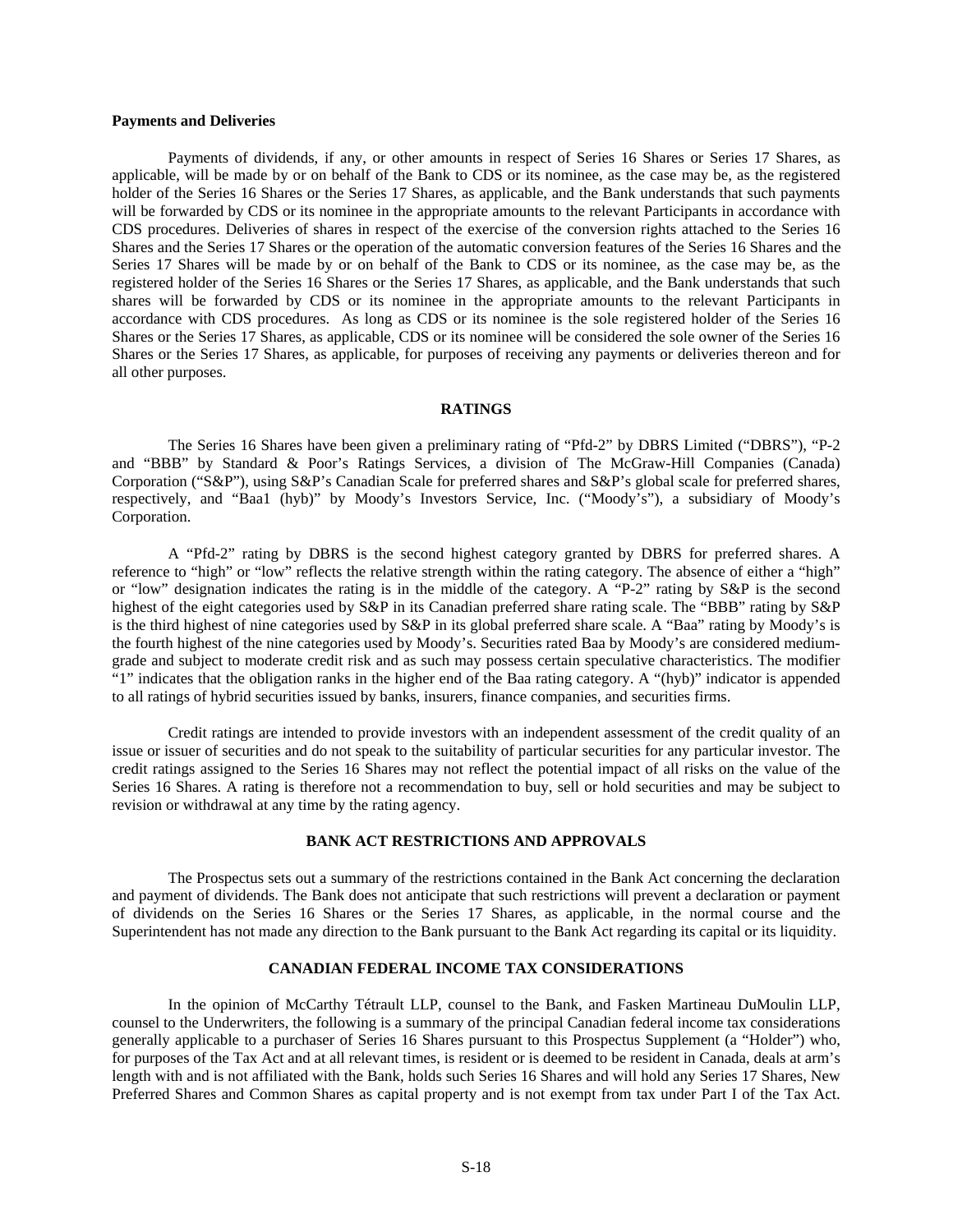**Payments and Deliveries**

Payments of dividends, if any, or other amounts in respect of Series 16 Shares or Series 17 Shares, as applicable, will be made by or on behalf of the Bank to CDS or its nominee, as the case may be, as the registered holder of the Series 16 Shares or the Series 17 Shares, as applicable, and the Bank understands that such payments will be forwarded by CDS or its nominee in the appropriate amounts to the relevant Participants in accordance with CDS procedures. Deliveries of shares in respect of the exercise of the conversion rights attached to the Series 16 Shares and the Series 17 Shares or the operation of the automatic conversion features of the Series 16 Shares and the Series 17 Shares will be made by or on behalf of the Bank to CDS or its nominee, as the case may be, as the registered holder of the Series 16 Shares or the Series 17 Shares, as applicable, and the Bank understands that such shares will be forwarded by CDS or its nominee in the appropriate amounts to the relevant Participants in accordance with CDS procedures. As long as CDS or its nominee is the sole registered holder of the Series 16 Shares or the Series 17 Shares, as applicable, CDS or its nominee will be considered the sole owner of the Series 16 Shares or the Series 17 Shares, as applicable, for purposes of receiving any payments or deliveries thereon and for all other purposes.

## RATINGS

The Series 16 Shares have been given a preliminary rating of "Pfd-2" by DBRS Limited ("DBRS"), "P-2 and "BBB" by Standard & Poor's Ratings Services, a division of The McGraw-Hill Companies (Canada) Corporation ("S&P"), using S&P's Canadian Scale for preferred shares and S&P's global scale for preferred shares, respectively, and "Baa1 (hyb)" by Moody's Investors Service, Inc. ("Moody's"), a subsidiary of Moody's Corporation.

A "Pfd-2" rating by DBRS is the second highest category granted by DBRS for preferred shares. A reference to "high" or "low" reflects the relative strength within the rating category. The absence of either a "high" or "low" designation indicates the rating is in the middle of the category. A "P-2" rating by S&P is the second highest of the eight categories used by S&P in its Canadian preferred share rating scale. The "BBB" rating by S&P is the third highest of nine categories used by S&P in its global preferred share scale. A "Baa" rating by Moody's is the fourth highest of the nine categories used by Moody's. Securities rated Baa by Moody's are considered medium-grade and subject to moderate credit risk and as such may possess certain speculative characteristics. The modifier "1" indicates that the obligation ranks in the higher end of the Baa rating category. A "(hyb)" indicator is appended to all ratings of hybrid securities issued by banks, insurers, finance companies, and securities firms.

Credit ratings are intended to provide investors with an independent assessment of the credit quality of an issue or issuer of securities and do not speak to the suitability of particular securities for any particular investor. The credit ratings assigned to the Series 16 Shares may not reflect the potential impact of all risks on the value of the Series 16 Shares. A rating is therefore not a recommendation to buy, sell or hold securities and may be subject to revision or withdrawal at any time by the rating agency.

## BANK ACT RESTRICTIONS AND APPROVALS

The Prospectus sets out a summary of the restrictions contained in the Bank Act concerning the declaration and payment of dividends. The Bank does not anticipate that such restrictions will prevent a declaration or payment of dividends on the Series 16 Shares or the Series 17 Shares, as applicable, in the normal course and the Superintendent has not made any direction to the Bank pursuant to the Bank Act regarding its capital or its liquidity.

## CANADIAN FEDERAL INCOME TAX CONSIDERATIONS

In the opinion of McCarthy Tétrault LLP, counsel to the Bank, and Fasken Martineau DuMoulin LLP, counsel to the Underwriters, the following is a summary of the principal Canadian federal income tax considerations generally applicable to a purchaser of Series 16 Shares pursuant to this Prospectus Supplement (a "Holder") who, for purposes of the Tax Act and at all relevant times, is resident or is deemed to be resident in Canada, deals at arm's length with and is not affiliated with the Bank, holds such Series 16 Shares and will hold any Series 17 Shares, New Preferred Shares and Common Shares as capital property and is not exempt from tax under Part I of the Tax Act.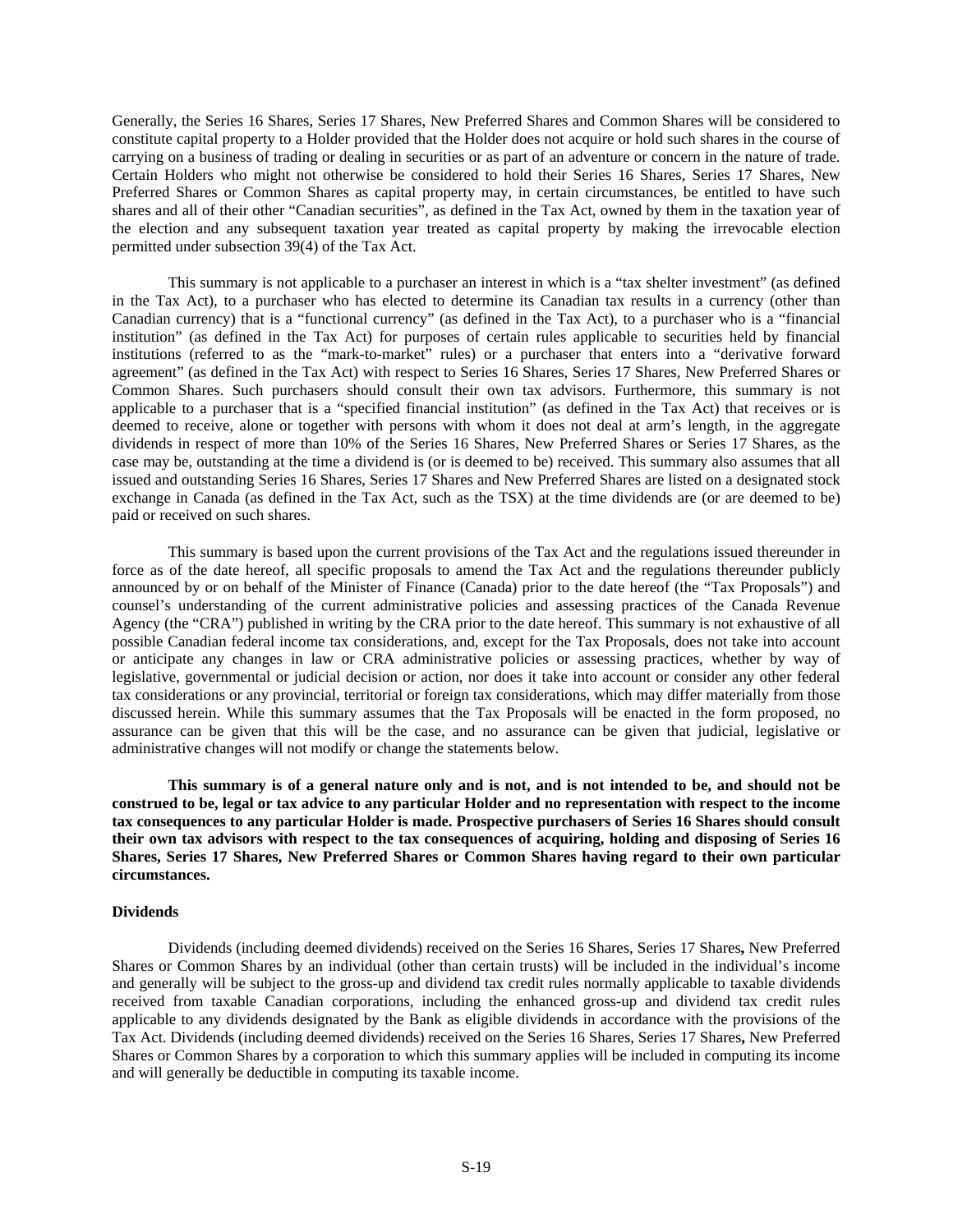Generally, the Series 16 Shares, Series 17 Shares, New Preferred Shares and Common Shares will be considered to constitute capital property to a Holder provided that the Holder does not acquire or hold such shares in the course of carrying on a business of trading or dealing in securities or as part of an adventure or concern in the nature of trade. Certain Holders who might not otherwise be considered to hold their Series 16 Shares, Series 17 Shares, New Preferred Shares or Common Shares as capital property may, in certain circumstances, be entitled to have such shares and all of their other "Canadian securities", as defined in the Tax Act, owned by them in the taxation year of the election and any subsequent taxation year treated as capital property by making the irrevocable election permitted under subsection 39(4) of the Tax Act.

This summary is not applicable to a purchaser an interest in which is a "tax shelter investment" (as defined in the Tax Act), to a purchaser who has elected to determine its Canadian tax results in a currency (other than Canadian currency) that is a "functional currency" (as defined in the Tax Act), to a purchaser who is a "financial institution" (as defined in the Tax Act) for purposes of certain rules applicable to securities held by financial institutions (referred to as the "mark-to-market" rules) or a purchaser that enters into a "derivative forward agreement" (as defined in the Tax Act) with respect to Series 16 Shares, Series 17 Shares, New Preferred Shares or Common Shares. Such purchasers should consult their own tax advisors. Furthermore, this summary is not applicable to a purchaser that is a "specified financial institution" (as defined in the Tax Act) that receives or is deemed to receive, alone or together with persons with whom it does not deal at arm's length, in the aggregate dividends in respect of more than 10% of the Series 16 Shares, New Preferred Shares or Series 17 Shares, as the case may be, outstanding at the time a dividend is (or is deemed to be) received. This summary also assumes that all issued and outstanding Series 16 Shares, Series 17 Shares and New Preferred Shares are listed on a designated stock exchange in Canada (as defined in the Tax Act, such as the TSX) at the time dividends are (or are deemed to be) paid or received on such shares.

This summary is based upon the current provisions of the Tax Act and the regulations issued thereunder in force as of the date hereof, all specific proposals to amend the Tax Act and the regulations thereunder publicly announced by or on behalf of the Minister of Finance (Canada) prior to the date hereof (the "Tax Proposals") and counsel's understanding of the current administrative policies and assessing practices of the Canada Revenue Agency (the "CRA") published in writing by the CRA prior to the date hereof. This summary is not exhaustive of all possible Canadian federal income tax considerations, and, except for the Tax Proposals, does not take into account or anticipate any changes in law or CRA administrative policies or assessing practices, whether by way of legislative, governmental or judicial decision or action, nor does it take into account or consider any other federal tax considerations or any provincial, territorial or foreign tax considerations, which may differ materially from those discussed herein. While this summary assumes that the Tax Proposals will be enacted in the form proposed, no assurance can be given that this will be the case, and no assurance can be given that judicial, legislative or administrative changes will not modify or change the statements below.

**This summary is of a general nature only and is not, and is not intended to be, and should not be construed to be, legal or tax advice to any particular Holder and no representation with respect to the income tax consequences to any particular Holder is made. Prospective purchasers of Series 16 Shares should consult their own tax advisors with respect to the tax consequences of acquiring, holding and disposing of Series 16 Shares, Series 17 Shares, New Preferred Shares or Common Shares having regard to their own particular circumstances.**

**Dividends**

Dividends (including deemed dividends) received on the Series 16 Shares, Series 17 Shares, New Preferred Shares or Common Shares by an individual (other than certain trusts) will be included in the individual's income and generally will be subject to the gross-up and dividend tax credit rules normally applicable to taxable dividends received from taxable Canadian corporations, including the enhanced gross-up and dividend tax credit rules applicable to any dividends designated by the Bank as eligible dividends in accordance with the provisions of the Tax Act. Dividends (including deemed dividends) received on the Series 16 Shares, Series 17 Shares, New Preferred Shares or Common Shares by a corporation to which this summary applies will be included in computing its income and will generally be deductible in computing its taxable income.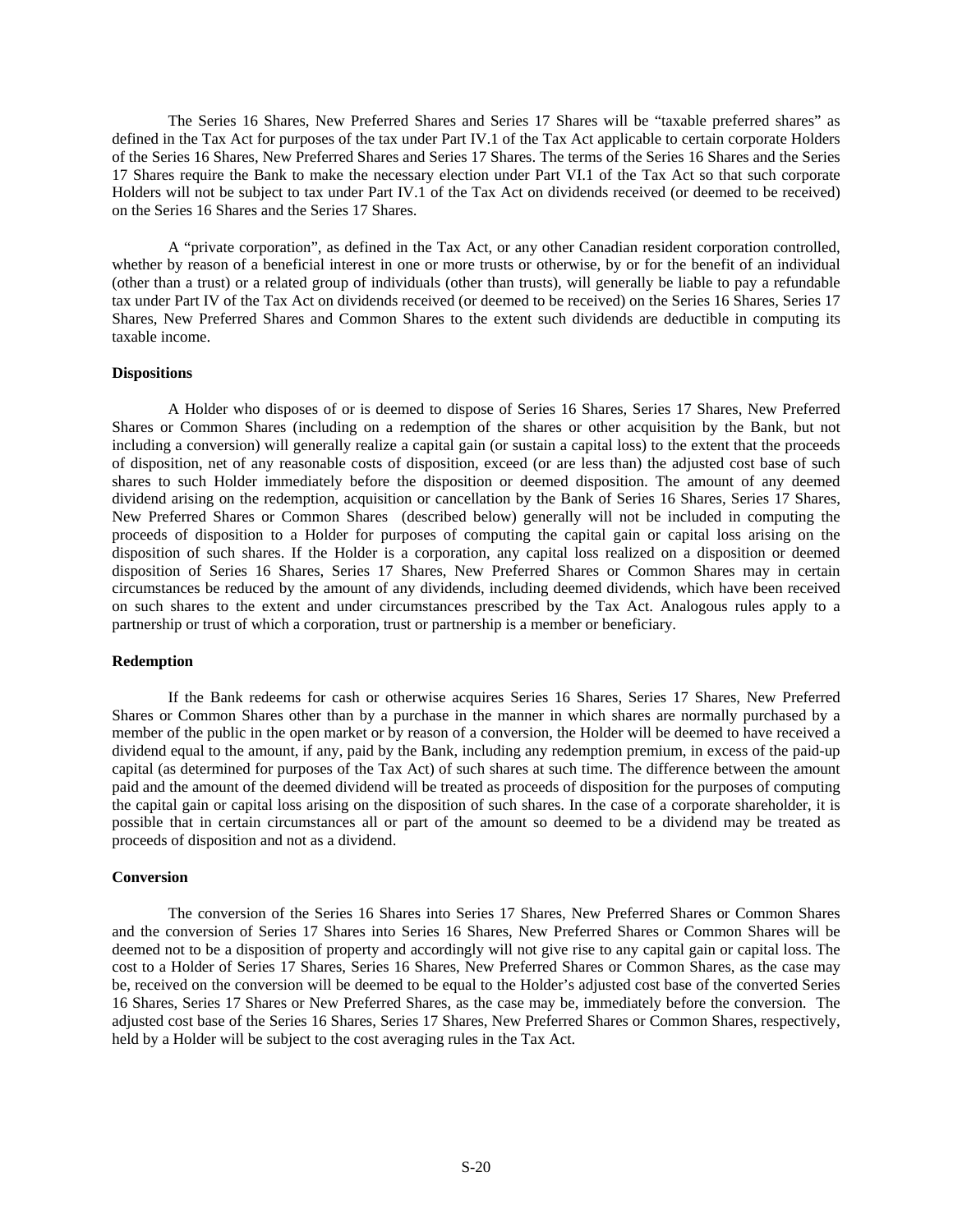The Series 16 Shares, New Preferred Shares and Series 17 Shares will be "taxable preferred shares" as defined in the Tax Act for purposes of the tax under Part IV.1 of the Tax Act applicable to certain corporate Holders of the Series 16 Shares, New Preferred Shares and Series 17 Shares. The terms of the Series 16 Shares and the Series 17 Shares require the Bank to make the necessary election under Part VI.1 of the Tax Act so that such corporate Holders will not be subject to tax under Part IV.1 of the Tax Act on dividends received (or deemed to be received) on the Series 16 Shares and the Series 17 Shares.

A "private corporation", as defined in the Tax Act, or any other Canadian resident corporation controlled, whether by reason of a beneficial interest in one or more trusts or otherwise, by or for the benefit of an individual (other than a trust) or a related group of individuals (other than trusts), will generally be liable to pay a refundable tax under Part IV of the Tax Act on dividends received (or deemed to be received) on the Series 16 Shares, Series 17 Shares, New Preferred Shares and Common Shares to the extent such dividends are deductible in computing its taxable income.

**Dispositions**

A Holder who disposes of or is deemed to dispose of Series 16 Shares, Series 17 Shares, New Preferred Shares or Common Shares (including on a redemption of the shares or other acquisition by the Bank, but not including a conversion) will generally realize a capital gain (or sustain a capital loss) to the extent that the proceeds of disposition, net of any reasonable costs of disposition, exceed (or are less than) the adjusted cost base of such shares to such Holder immediately before the disposition or deemed disposition. The amount of any deemed dividend arising on the redemption, acquisition or cancellation by the Bank of Series 16 Shares, Series 17 Shares, New Preferred Shares or Common Shares (described below) generally will not be included in computing the proceeds of disposition to a Holder for purposes of computing the capital gain or capital loss arising on the disposition of such shares. If the Holder is a corporation, any capital loss realized on a disposition or deemed disposition of Series 16 Shares, Series 17 Shares, New Preferred Shares or Common Shares may in certain circumstances be reduced by the amount of any dividends, including deemed dividends, which have been received on such shares to the extent and under circumstances prescribed by the Tax Act. Analogous rules apply to a partnership or trust of which a corporation, trust or partnership is a member or beneficiary.

**Redemption**

If the Bank redeems for cash or otherwise acquires Series 16 Shares, Series 17 Shares, New Preferred Shares or Common Shares other than by a purchase in the manner in which shares are normally purchased by a member of the public in the open market or by reason of a conversion, the Holder will be deemed to have received a dividend equal to the amount, if any, paid by the Bank, including any redemption premium, in excess of the paid-up capital (as determined for purposes of the Tax Act) of such shares at such time. The difference between the amount paid and the amount of the deemed dividend will be treated as proceeds of disposition for the purposes of computing the capital gain or capital loss arising on the disposition of such shares. In the case of a corporate shareholder, it is possible that in certain circumstances all or part of the amount so deemed to be a dividend may be treated as proceeds of disposition and not as a dividend.

**Conversion**

The conversion of the Series 16 Shares into Series 17 Shares, New Preferred Shares or Common Shares and the conversion of Series 17 Shares into Series 16 Shares, New Preferred Shares or Common Shares will be deemed not to be a disposition of property and accordingly will not give rise to any capital gain or capital loss. The cost to a Holder of Series 17 Shares, Series 16 Shares, New Preferred Shares or Common Shares, as the case may be, received on the conversion will be deemed to be equal to the Holder's adjusted cost base of the converted Series 16 Shares, Series 17 Shares or New Preferred Shares, as the case may be, immediately before the conversion. The adjusted cost base of the Series 16 Shares, Series 17 Shares, New Preferred Shares or Common Shares, respectively, held by a Holder will be subject to the cost averaging rules in the Tax Act.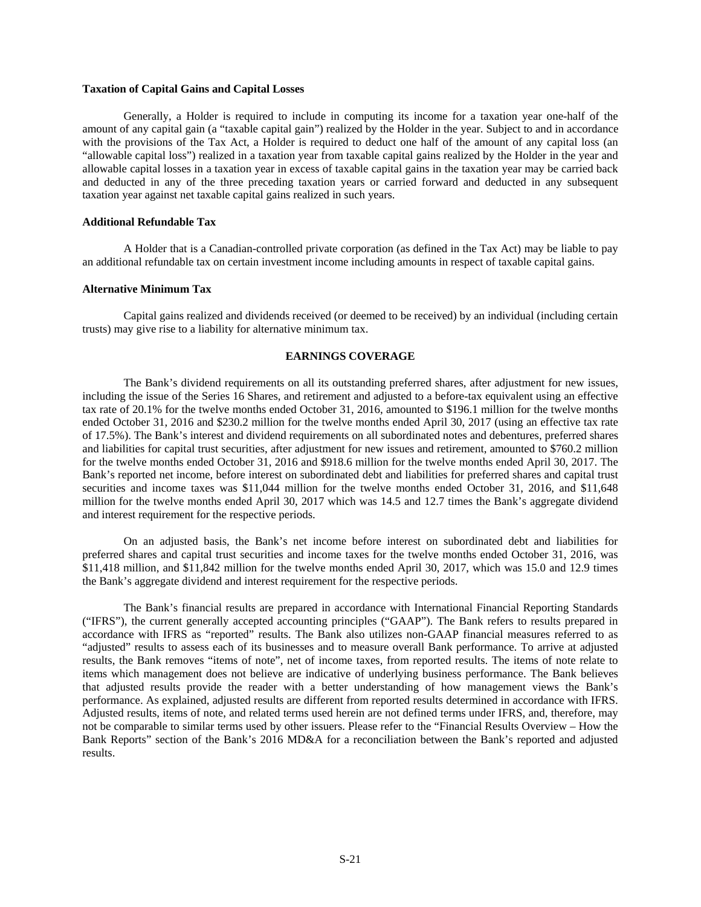**Taxation of Capital Gains and Capital Losses**

Generally, a Holder is required to include in computing its income for a taxation year one-half of the amount of any capital gain (a "taxable capital gain") realized by the Holder in the year. Subject to and in accordance with the provisions of the Tax Act, a Holder is required to deduct one half of the amount of any capital loss (an "allowable capital loss") realized in a taxation year from taxable capital gains realized by the Holder in the year and allowable capital losses in a taxation year in excess of taxable capital gains in the taxation year may be carried back and deducted in any of the three preceding taxation years or carried forward and deducted in any subsequent taxation year against net taxable capital gains realized in such years.

**Additional Refundable Tax**

A Holder that is a Canadian-controlled private corporation (as defined in the Tax Act) may be liable to pay an additional refundable tax on certain investment income including amounts in respect of taxable capital gains.

**Alternative Minimum Tax**

Capital gains realized and dividends received (or deemed to be received) by an individual (including certain trusts) may give rise to a liability for alternative minimum tax.

## EARNINGS COVERAGE

The Bank's dividend requirements on all its outstanding preferred shares, after adjustment for new issues, including the issue of the Series 16 Shares, and retirement and adjusted to a before-tax equivalent using an effective tax rate of 20.1% for the twelve months ended October 31, 2016, amounted to $196.1 million for the twelve months ended October 31, 2016 and $230.2 million for the twelve months ended April 30, 2017 (using an effective tax rate of 17.5%). The Bank's interest and dividend requirements on all subordinated notes and debentures, preferred shares and liabilities for capital trust securities, after adjustment for new issues and retirement, amounted to $760.2 million for the twelve months ended October 31, 2016 and $918.6 million for the twelve months ended April 30, 2017. The Bank's reported net income, before interest on subordinated debt and liabilities for preferred shares and capital trust securities and income taxes was $11,044 million for the twelve months ended October 31, 2016, and $11,648 million for the twelve months ended April 30, 2017 which was 14.5 and 12.7 times the Bank's aggregate dividend and interest requirement for the respective periods.

On an adjusted basis, the Bank's net income before interest on subordinated debt and liabilities for preferred shares and capital trust securities and income taxes for the twelve months ended October 31, 2016, was $11,418 million, and $11,842 million for the twelve months ended April 30, 2017, which was 15.0 and 12.9 times the Bank's aggregate dividend and interest requirement for the respective periods.

The Bank's financial results are prepared in accordance with International Financial Reporting Standards ("IFRS"), the current generally accepted accounting principles ("GAAP"). The Bank refers to results prepared in accordance with IFRS as "reported" results. The Bank also utilizes non-GAAP financial measures referred to as "adjusted" results to assess each of its businesses and to measure overall Bank performance. To arrive at adjusted results, the Bank removes "items of note", net of income taxes, from reported results. The items of note relate to items which management does not believe are indicative of underlying business performance. The Bank believes that adjusted results provide the reader with a better understanding of how management views the Bank's performance. As explained, adjusted results are different from reported results determined in accordance with IFRS. Adjusted results, items of note, and related terms used herein are not defined terms under IFRS, and, therefore, may not be comparable to similar terms used by other issuers. Please refer to the "Financial Results Overview – How the Bank Reports" section of the Bank's 2016 MD&A for a reconciliation between the Bank's reported and adjusted results.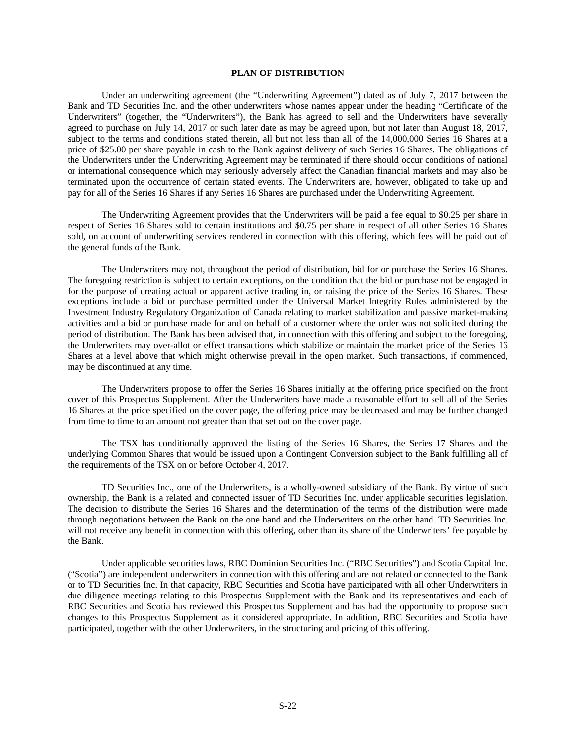## PLAN OF DISTRIBUTION

Under an underwriting agreement (the "Underwriting Agreement") dated as of July 7, 2017 between the Bank and TD Securities Inc. and the other underwriters whose names appear under the heading "Certificate of the Underwriters" (together, the "Underwriters"), the Bank has agreed to sell and the Underwriters have severally agreed to purchase on July 14, 2017 or such later date as may be agreed upon, but not later than August 18, 2017, subject to the terms and conditions stated therein, all but not less than all of the 14,000,000 Series 16 Shares at a price of $25.00 per share payable in cash to the Bank against delivery of such Series 16 Shares. The obligations of the Underwriters under the Underwriting Agreement may be terminated if there should occur conditions of national or international consequence which may seriously adversely affect the Canadian financial markets and may also be terminated upon the occurrence of certain stated events. The Underwriters are, however, obligated to take up and pay for all of the Series 16 Shares if any Series 16 Shares are purchased under the Underwriting Agreement.

The Underwriting Agreement provides that the Underwriters will be paid a fee equal to $0.25 per share in respect of Series 16 Shares sold to certain institutions and $0.75 per share in respect of all other Series 16 Shares sold, on account of underwriting services rendered in connection with this offering, which fees will be paid out of the general funds of the Bank.

The Underwriters may not, throughout the period of distribution, bid for or purchase the Series 16 Shares. The foregoing restriction is subject to certain exceptions, on the condition that the bid or purchase not be engaged in for the purpose of creating actual or apparent active trading in, or raising the price of the Series 16 Shares. These exceptions include a bid or purchase permitted under the Universal Market Integrity Rules administered by the Investment Industry Regulatory Organization of Canada relating to market stabilization and passive market-making activities and a bid or purchase made for and on behalf of a customer where the order was not solicited during the period of distribution. The Bank has been advised that, in connection with this offering and subject to the foregoing, the Underwriters may over-allot or effect transactions which stabilize or maintain the market price of the Series 16 Shares at a level above that which might otherwise prevail in the open market. Such transactions, if commenced, may be discontinued at any time.

The Underwriters propose to offer the Series 16 Shares initially at the offering price specified on the front cover of this Prospectus Supplement. After the Underwriters have made a reasonable effort to sell all of the Series 16 Shares at the price specified on the cover page, the offering price may be decreased and may be further changed from time to time to an amount not greater than that set out on the cover page.

The TSX has conditionally approved the listing of the Series 16 Shares, the Series 17 Shares and the underlying Common Shares that would be issued upon a Contingent Conversion subject to the Bank fulfilling all of the requirements of the TSX on or before October 4, 2017.

TD Securities Inc., one of the Underwriters, is a wholly-owned subsidiary of the Bank. By virtue of such ownership, the Bank is a related and connected issuer of TD Securities Inc. under applicable securities legislation. The decision to distribute the Series 16 Shares and the determination of the terms of the distribution were made through negotiations between the Bank on the one hand and the Underwriters on the other hand. TD Securities Inc. will not receive any benefit in connection with this offering, other than its share of the Underwriters' fee payable by the Bank.

Under applicable securities laws, RBC Dominion Securities Inc. ("RBC Securities") and Scotia Capital Inc. ("Scotia") are independent underwriters in connection with this offering and are not related or connected to the Bank or to TD Securities Inc. In that capacity, RBC Securities and Scotia have participated with all other Underwriters in due diligence meetings relating to this Prospectus Supplement with the Bank and its representatives and each of RBC Securities and Scotia has reviewed this Prospectus Supplement and has had the opportunity to propose such changes to this Prospectus Supplement as it considered appropriate. In addition, RBC Securities and Scotia have participated, together with the other Underwriters, in the structuring and pricing of this offering.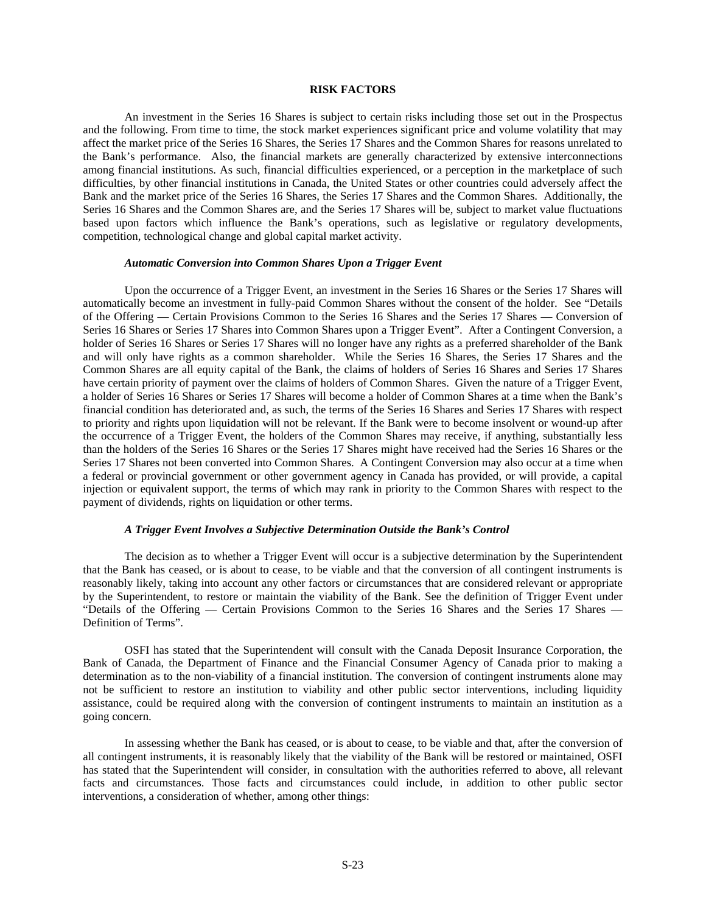## RISK FACTORS

An investment in the Series 16 Shares is subject to certain risks including those set out in the Prospectus and the following. From time to time, the stock market experiences significant price and volume volatility that may affect the market price of the Series 16 Shares, the Series 17 Shares and the Common Shares for reasons unrelated to the Bank's performance. Also, the financial markets are generally characterized by extensive interconnections among financial institutions. As such, financial difficulties experienced, or a perception in the marketplace of such difficulties, by other financial institutions in Canada, the United States or other countries could adversely affect the Bank and the market price of the Series 16 Shares, the Series 17 Shares and the Common Shares. Additionally, the Series 16 Shares and the Common Shares are, and the Series 17 Shares will be, subject to market value fluctuations based upon factors which influence the Bank's operations, such as legislative or regulatory developments, competition, technological change and global capital market activity.

### *Automatic Conversion into Common Shares Upon a Trigger Event*

Upon the occurrence of a Trigger Event, an investment in the Series 16 Shares or the Series 17 Shares will automatically become an investment in fully-paid Common Shares without the consent of the holder. See "Details of the Offering — Certain Provisions Common to the Series 16 Shares and the Series 17 Shares — Conversion of Series 16 Shares or Series 17 Shares into Common Shares upon a Trigger Event". After a Contingent Conversion, a holder of Series 16 Shares or Series 17 Shares will no longer have any rights as a preferred shareholder of the Bank and will only have rights as a common shareholder. While the Series 16 Shares, the Series 17 Shares and the Common Shares are all equity capital of the Bank, the claims of holders of Series 16 Shares and Series 17 Shares have certain priority of payment over the claims of holders of Common Shares. Given the nature of a Trigger Event, a holder of Series 16 Shares or Series 17 Shares will become a holder of Common Shares at a time when the Bank's financial condition has deteriorated and, as such, the terms of the Series 16 Shares and Series 17 Shares with respect to priority and rights upon liquidation will not be relevant. If the Bank were to become insolvent or wound-up after the occurrence of a Trigger Event, the holders of the Common Shares may receive, if anything, substantially less than the holders of the Series 16 Shares or the Series 17 Shares might have received had the Series 16 Shares or the Series 17 Shares not been converted into Common Shares. A Contingent Conversion may also occur at a time when a federal or provincial government or other government agency in Canada has provided, or will provide, a capital injection or equivalent support, the terms of which may rank in priority to the Common Shares with respect to the payment of dividends, rights on liquidation or other terms.

### *A Trigger Event Involves a Subjective Determination Outside the Bank's Control*

The decision as to whether a Trigger Event will occur is a subjective determination by the Superintendent that the Bank has ceased, or is about to cease, to be viable and that the conversion of all contingent instruments is reasonably likely, taking into account any other factors or circumstances that are considered relevant or appropriate by the Superintendent, to restore or maintain the viability of the Bank. See the definition of Trigger Event under "Details of the Offering — Certain Provisions Common to the Series 16 Shares and the Series 17 Shares — Definition of Terms".

OSFI has stated that the Superintendent will consult with the Canada Deposit Insurance Corporation, the Bank of Canada, the Department of Finance and the Financial Consumer Agency of Canada prior to making a determination as to the non-viability of a financial institution. The conversion of contingent instruments alone may not be sufficient to restore an institution to viability and other public sector interventions, including liquidity assistance, could be required along with the conversion of contingent instruments to maintain an institution as a going concern.

In assessing whether the Bank has ceased, or is about to cease, to be viable and that, after the conversion of all contingent instruments, it is reasonably likely that the viability of the Bank will be restored or maintained, OSFI has stated that the Superintendent will consider, in consultation with the authorities referred to above, all relevant facts and circumstances. Those facts and circumstances could include, in addition to other public sector interventions, a consideration of whether, among other things: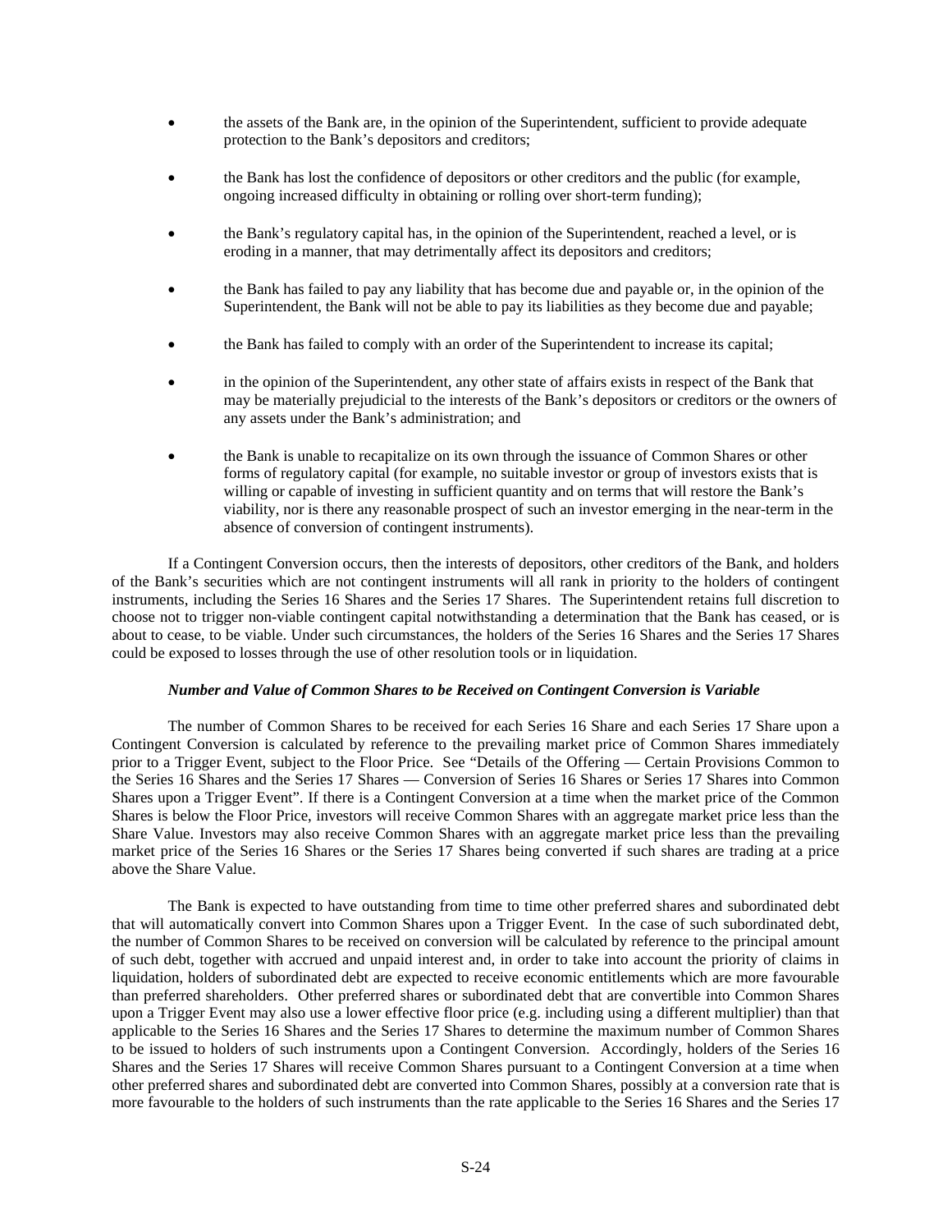- the assets of the Bank are, in the opinion of the Superintendent, sufficient to provide adequate protection to the Bank's depositors and creditors;
- the Bank has lost the confidence of depositors or other creditors and the public (for example, ongoing increased difficulty in obtaining or rolling over short-term funding);
- the Bank's regulatory capital has, in the opinion of the Superintendent, reached a level, or is eroding in a manner, that may detrimentally affect its depositors and creditors;
- the Bank has failed to pay any liability that has become due and payable or, in the opinion of the Superintendent, the Bank will not be able to pay its liabilities as they become due and payable;
- the Bank has failed to comply with an order of the Superintendent to increase its capital;
- in the opinion of the Superintendent, any other state of affairs exists in respect of the Bank that may be materially prejudicial to the interests of the Bank's depositors or creditors or the owners of any assets under the Bank's administration; and
- the Bank is unable to recapitalize on its own through the issuance of Common Shares or other forms of regulatory capital (for example, no suitable investor or group of investors exists that is willing or capable of investing in sufficient quantity and on terms that will restore the Bank's viability, nor is there any reasonable prospect of such an investor emerging in the near-term in the absence of conversion of contingent instruments).

If a Contingent Conversion occurs, then the interests of depositors, other creditors of the Bank, and holders of the Bank's securities which are not contingent instruments will all rank in priority to the holders of contingent instruments, including the Series 16 Shares and the Series 17 Shares. The Superintendent retains full discretion to choose not to trigger non-viable contingent capital notwithstanding a determination that the Bank has ceased, or is about to cease, to be viable. Under such circumstances, the holders of the Series 16 Shares and the Series 17 Shares could be exposed to losses through the use of other resolution tools or in liquidation.

*Number and Value of Common Shares to be Received on Contingent Conversion is Variable*

The number of Common Shares to be received for each Series 16 Share and each Series 17 Share upon a Contingent Conversion is calculated by reference to the prevailing market price of Common Shares immediately prior to a Trigger Event, subject to the Floor Price. See "Details of the Offering — Certain Provisions Common to the Series 16 Shares and the Series 17 Shares — Conversion of Series 16 Shares or Series 17 Shares into Common Shares upon a Trigger Event". If there is a Contingent Conversion at a time when the market price of the Common Shares is below the Floor Price, investors will receive Common Shares with an aggregate market price less than the Share Value. Investors may also receive Common Shares with an aggregate market price less than the prevailing market price of the Series 16 Shares or the Series 17 Shares being converted if such shares are trading at a price above the Share Value.

The Bank is expected to have outstanding from time to time other preferred shares and subordinated debt that will automatically convert into Common Shares upon a Trigger Event. In the case of such subordinated debt, the number of Common Shares to be received on conversion will be calculated by reference to the principal amount of such debt, together with accrued and unpaid interest and, in order to take into account the priority of claims in liquidation, holders of subordinated debt are expected to receive economic entitlements which are more favourable than preferred shareholders. Other preferred shares or subordinated debt that are convertible into Common Shares upon a Trigger Event may also use a lower effective floor price (e.g. including using a different multiplier) than that applicable to the Series 16 Shares and the Series 17 Shares to determine the maximum number of Common Shares to be issued to holders of such instruments upon a Contingent Conversion. Accordingly, holders of the Series 16 Shares and the Series 17 Shares will receive Common Shares pursuant to a Contingent Conversion at a time when other preferred shares and subordinated debt are converted into Common Shares, possibly at a conversion rate that is more favourable to the holders of such instruments than the rate applicable to the Series 16 Shares and the Series 17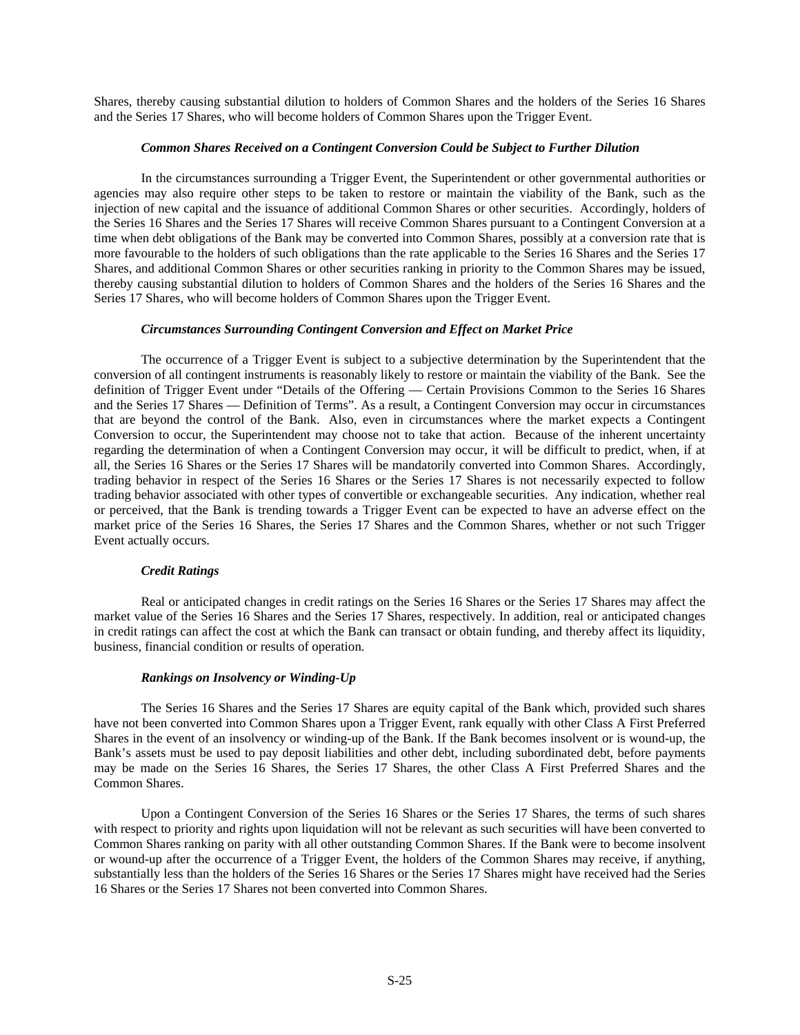Shares, thereby causing substantial dilution to holders of Common Shares and the holders of the Series 16 Shares and the Series 17 Shares, who will become holders of Common Shares upon the Trigger Event.

***Common Shares Received on a Contingent Conversion Could be Subject to Further Dilution***

In the circumstances surrounding a Trigger Event, the Superintendent or other governmental authorities or agencies may also require other steps to be taken to restore or maintain the viability of the Bank, such as the injection of new capital and the issuance of additional Common Shares or other securities. Accordingly, holders of the Series 16 Shares and the Series 17 Shares will receive Common Shares pursuant to a Contingent Conversion at a time when debt obligations of the Bank may be converted into Common Shares, possibly at a conversion rate that is more favourable to the holders of such obligations than the rate applicable to the Series 16 Shares and the Series 17 Shares, and additional Common Shares or other securities ranking in priority to the Common Shares may be issued, thereby causing substantial dilution to holders of Common Shares and the holders of the Series 16 Shares and the Series 17 Shares, who will become holders of Common Shares upon the Trigger Event.

***Circumstances Surrounding Contingent Conversion and Effect on Market Price***

The occurrence of a Trigger Event is subject to a subjective determination by the Superintendent that the conversion of all contingent instruments is reasonably likely to restore or maintain the viability of the Bank. See the definition of Trigger Event under "Details of the Offering — Certain Provisions Common to the Series 16 Shares and the Series 17 Shares — Definition of Terms". As a result, a Contingent Conversion may occur in circumstances that are beyond the control of the Bank. Also, even in circumstances where the market expects a Contingent Conversion to occur, the Superintendent may choose not to take that action. Because of the inherent uncertainty regarding the determination of when a Contingent Conversion may occur, it will be difficult to predict, when, if at all, the Series 16 Shares or the Series 17 Shares will be mandatorily converted into Common Shares. Accordingly, trading behavior in respect of the Series 16 Shares or the Series 17 Shares is not necessarily expected to follow trading behavior associated with other types of convertible or exchangeable securities. Any indication, whether real or perceived, that the Bank is trending towards a Trigger Event can be expected to have an adverse effect on the market price of the Series 16 Shares, the Series 17 Shares and the Common Shares, whether or not such Trigger Event actually occurs.

***Credit Ratings***

Real or anticipated changes in credit ratings on the Series 16 Shares or the Series 17 Shares may affect the market value of the Series 16 Shares and the Series 17 Shares, respectively. In addition, real or anticipated changes in credit ratings can affect the cost at which the Bank can transact or obtain funding, and thereby affect its liquidity, business, financial condition or results of operation.

***Rankings on Insolvency or Winding-Up***

The Series 16 Shares and the Series 17 Shares are equity capital of the Bank which, provided such shares have not been converted into Common Shares upon a Trigger Event, rank equally with other Class A First Preferred Shares in the event of an insolvency or winding-up of the Bank. If the Bank becomes insolvent or is wound-up, the Bank's assets must be used to pay deposit liabilities and other debt, including subordinated debt, before payments may be made on the Series 16 Shares, the Series 17 Shares, the other Class A First Preferred Shares and the Common Shares.

Upon a Contingent Conversion of the Series 16 Shares or the Series 17 Shares, the terms of such shares with respect to priority and rights upon liquidation will not be relevant as such securities will have been converted to Common Shares ranking on parity with all other outstanding Common Shares. If the Bank were to become insolvent or wound-up after the occurrence of a Trigger Event, the holders of the Common Shares may receive, if anything, substantially less than the holders of the Series 16 Shares or the Series 17 Shares might have received had the Series 16 Shares or the Series 17 Shares not been converted into Common Shares.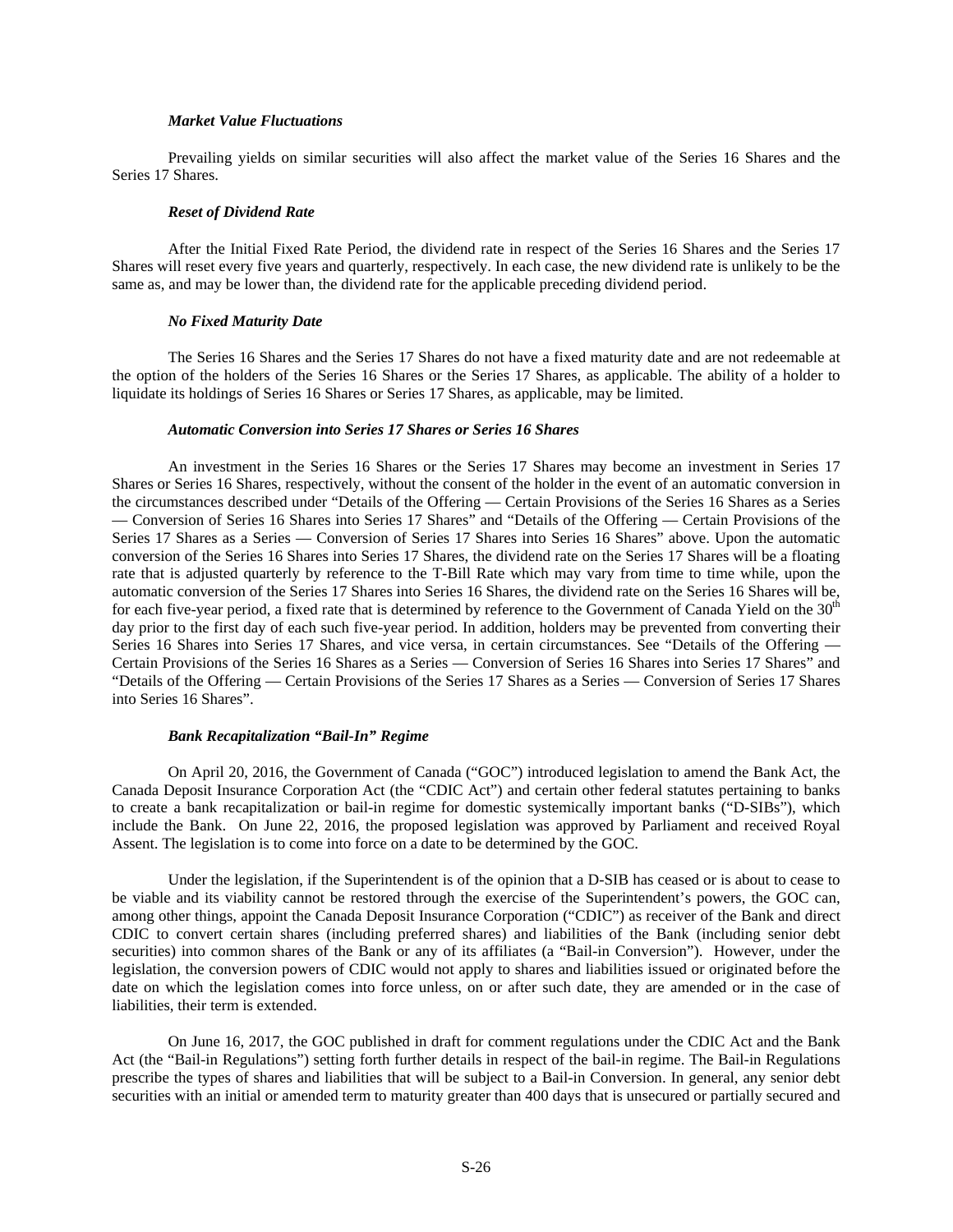***Market Value Fluctuations***

Prevailing yields on similar securities will also affect the market value of the Series 16 Shares and the Series 17 Shares.

***Reset of Dividend Rate***

After the Initial Fixed Rate Period, the dividend rate in respect of the Series 16 Shares and the Series 17 Shares will reset every five years and quarterly, respectively. In each case, the new dividend rate is unlikely to be the same as, and may be lower than, the dividend rate for the applicable preceding dividend period.

***No Fixed Maturity Date***

The Series 16 Shares and the Series 17 Shares do not have a fixed maturity date and are not redeemable at the option of the holders of the Series 16 Shares or the Series 17 Shares, as applicable. The ability of a holder to liquidate its holdings of Series 16 Shares or Series 17 Shares, as applicable, may be limited.

***Automatic Conversion into Series 17 Shares or Series 16 Shares***

An investment in the Series 16 Shares or the Series 17 Shares may become an investment in Series 17 Shares or Series 16 Shares, respectively, without the consent of the holder in the event of an automatic conversion in the circumstances described under "Details of the Offering — Certain Provisions of the Series 16 Shares as a Series — Conversion of Series 16 Shares into Series 17 Shares" and "Details of the Offering — Certain Provisions of the Series 17 Shares as a Series — Conversion of Series 17 Shares into Series 16 Shares" above. Upon the automatic conversion of the Series 16 Shares into Series 17 Shares, the dividend rate on the Series 17 Shares will be a floating rate that is adjusted quarterly by reference to the T-Bill Rate which may vary from time to time while, upon the automatic conversion of the Series 17 Shares into Series 16 Shares, the dividend rate on the Series 16 Shares will be, for each five-year period, a fixed rate that is determined by reference to the Government of Canada Yield on the 30th day prior to the first day of each such five-year period. In addition, holders may be prevented from converting their Series 16 Shares into Series 17 Shares, and vice versa, in certain circumstances. See "Details of the Offering — Certain Provisions of the Series 16 Shares as a Series — Conversion of Series 16 Shares into Series 17 Shares" and "Details of the Offering — Certain Provisions of the Series 17 Shares as a Series — Conversion of Series 17 Shares into Series 16 Shares".

***Bank Recapitalization "Bail-In" Regime***

On April 20, 2016, the Government of Canada ("GOC") introduced legislation to amend the Bank Act, the Canada Deposit Insurance Corporation Act (the "CDIC Act") and certain other federal statutes pertaining to banks to create a bank recapitalization or bail-in regime for domestic systemically important banks ("D-SIBs"), which include the Bank. On June 22, 2016, the proposed legislation was approved by Parliament and received Royal Assent. The legislation is to come into force on a date to be determined by the GOC.

Under the legislation, if the Superintendent is of the opinion that a D-SIB has ceased or is about to cease to be viable and its viability cannot be restored through the exercise of the Superintendent's powers, the GOC can, among other things, appoint the Canada Deposit Insurance Corporation ("CDIC") as receiver of the Bank and direct CDIC to convert certain shares (including preferred shares) and liabilities of the Bank (including senior debt securities) into common shares of the Bank or any of its affiliates (a "Bail-in Conversion"). However, under the legislation, the conversion powers of CDIC would not apply to shares and liabilities issued or originated before the date on which the legislation comes into force unless, on or after such date, they are amended or in the case of liabilities, their term is extended.

On June 16, 2017, the GOC published in draft for comment regulations under the CDIC Act and the Bank Act (the "Bail-in Regulations") setting forth further details in respect of the bail-in regime. The Bail-in Regulations prescribe the types of shares and liabilities that will be subject to a Bail-in Conversion. In general, any senior debt securities with an initial or amended term to maturity greater than 400 days that is unsecured or partially secured and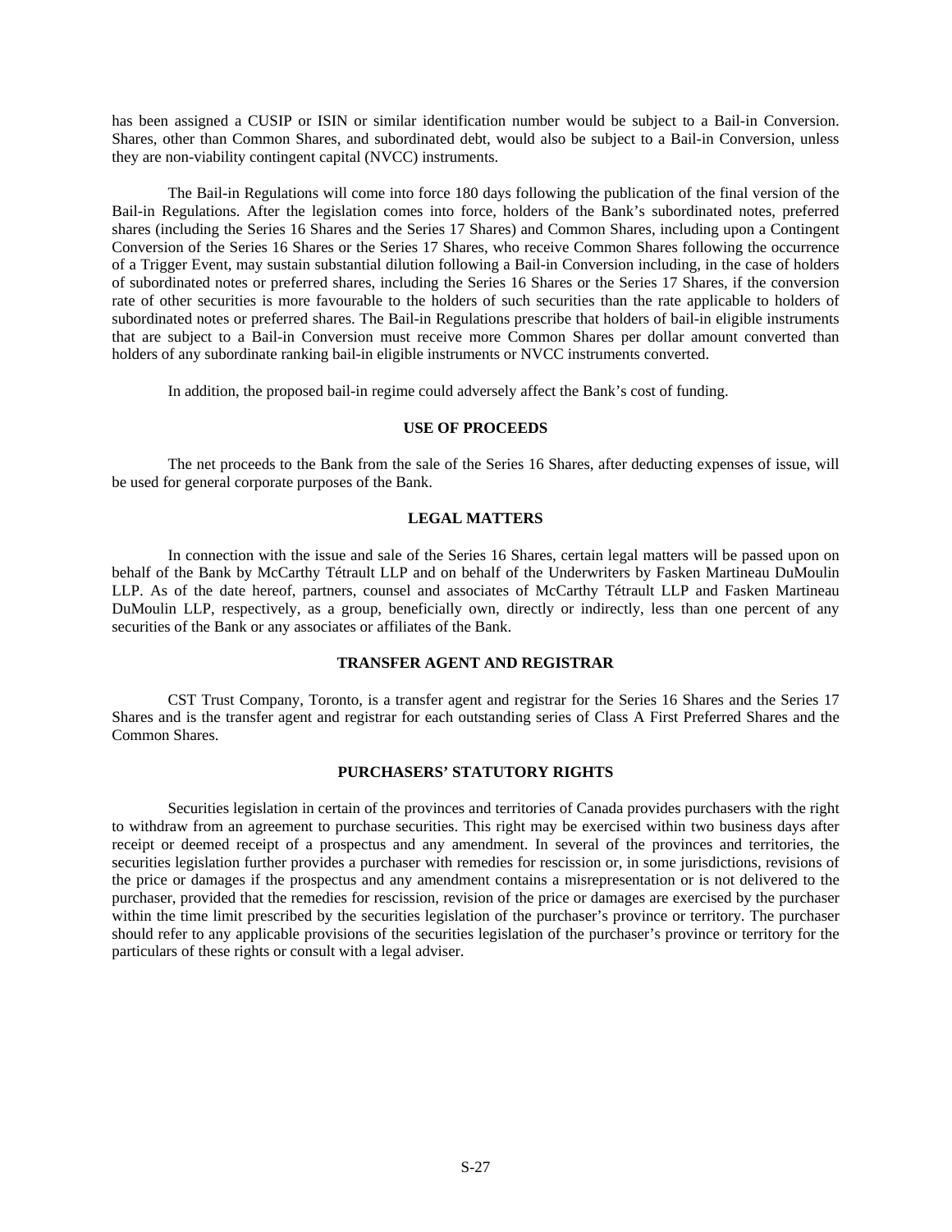has been assigned a CUSIP or ISIN or similar identification number would be subject to a Bail-in Conversion. Shares, other than Common Shares, and subordinated debt, would also be subject to a Bail-in Conversion, unless they are non-viability contingent capital (NVCC) instruments.

The Bail-in Regulations will come into force 180 days following the publication of the final version of the Bail-in Regulations. After the legislation comes into force, holders of the Bank's subordinated notes, preferred shares (including the Series 16 Shares and the Series 17 Shares) and Common Shares, including upon a Contingent Conversion of the Series 16 Shares or the Series 17 Shares, who receive Common Shares following the occurrence of a Trigger Event, may sustain substantial dilution following a Bail-in Conversion including, in the case of holders of subordinated notes or preferred shares, including the Series 16 Shares or the Series 17 Shares, if the conversion rate of other securities is more favourable to the holders of such securities than the rate applicable to holders of subordinated notes or preferred shares. The Bail-in Regulations prescribe that holders of bail-in eligible instruments that are subject to a Bail-in Conversion must receive more Common Shares per dollar amount converted than holders of any subordinate ranking bail-in eligible instruments or NVCC instruments converted.

In addition, the proposed bail-in regime could adversely affect the Bank's cost of funding.

## USE OF PROCEEDS

The net proceeds to the Bank from the sale of the Series 16 Shares, after deducting expenses of issue, will be used for general corporate purposes of the Bank.

## LEGAL MATTERS

In connection with the issue and sale of the Series 16 Shares, certain legal matters will be passed upon on behalf of the Bank by McCarthy Tétrault LLP and on behalf of the Underwriters by Fasken Martineau DuMoulin LLP. As of the date hereof, partners, counsel and associates of McCarthy Tétrault LLP and Fasken Martineau DuMoulin LLP, respectively, as a group, beneficially own, directly or indirectly, less than one percent of any securities of the Bank or any associates or affiliates of the Bank.

## TRANSFER AGENT AND REGISTRAR

CST Trust Company, Toronto, is a transfer agent and registrar for the Series 16 Shares and the Series 17 Shares and is the transfer agent and registrar for each outstanding series of Class A First Preferred Shares and the Common Shares.

## PURCHASERS' STATUTORY RIGHTS

Securities legislation in certain of the provinces and territories of Canada provides purchasers with the right to withdraw from an agreement to purchase securities. This right may be exercised within two business days after receipt or deemed receipt of a prospectus and any amendment. In several of the provinces and territories, the securities legislation further provides a purchaser with remedies for rescission or, in some jurisdictions, revisions of the price or damages if the prospectus and any amendment contains a misrepresentation or is not delivered to the purchaser, provided that the remedies for rescission, revision of the price or damages are exercised by the purchaser within the time limit prescribed by the securities legislation of the purchaser's province or territory. The purchaser should refer to any applicable provisions of the securities legislation of the purchaser's province or territory for the particulars of these rights or consult with a legal adviser.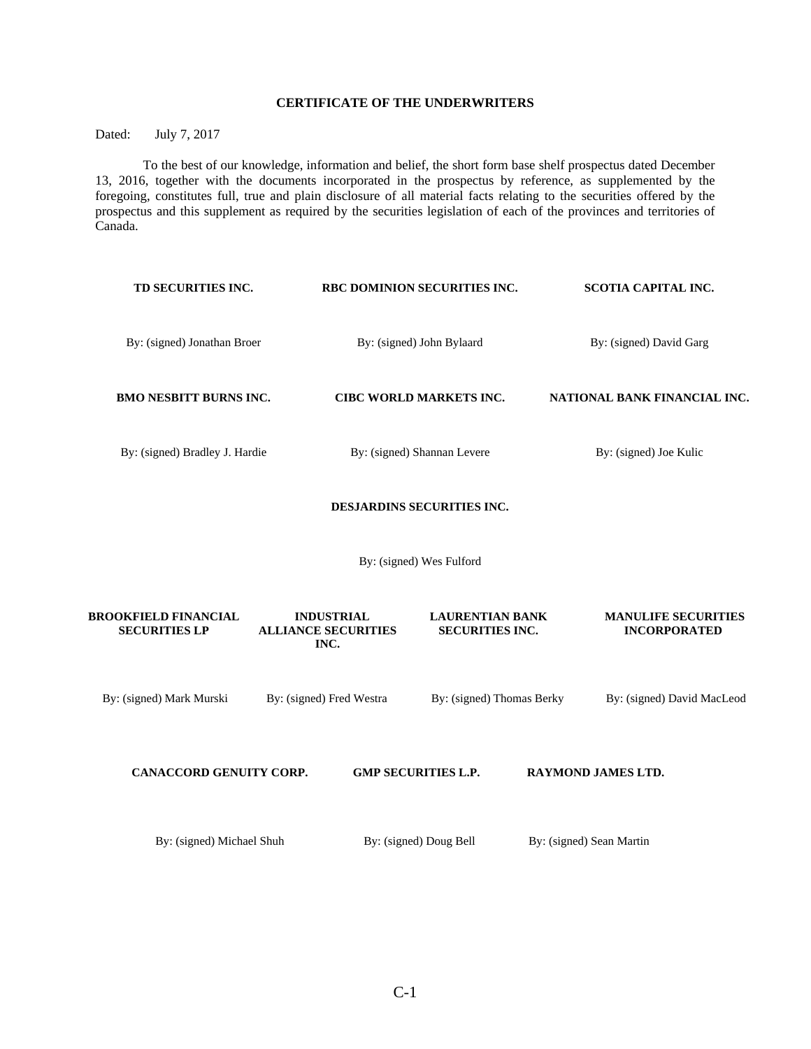## CERTIFICATE OF THE UNDERWRITERS

Dated: July 7, 2017

To the best of our knowledge, information and belief, the short form base shelf prospectus dated December 13, 2016, together with the documents incorporated in the prospectus by reference, as supplemented by the foregoing, constitutes full, true and plain disclosure of all material facts relating to the securities offered by the prospectus and this supplement as required by the securities legislation of each of the provinces and territories of Canada.

| TD SECURITIES INC. | RBC DOMINION SECURITIES INC. | SCOTIA CAPITAL INC. |
|---|---|---|
| By: (signed) Jonathan Broer | By: (signed) John Bylaard | By: (signed) David Garg |

| BMO NESBITT BURNS INC. | CIBC WORLD MARKETS INC. | NATIONAL BANK FINANCIAL INC. |
|---|---|---|
| By: (signed) Bradley J. Hardie | By: (signed) Shannan Levere | By: (signed) Joe Kulic |

**DESJARDINS SECURITIES INC.**

By: (signed) Wes Fulford

| BROOKFIELD FINANCIAL SECURITIES LP | INDUSTRIAL ALLIANCE SECURITIES INC. | LAURENTIAN BANK SECURITIES INC. | MANULIFE SECURITIES INCORPORATED |
|---|---|---|---|
| By: (signed) Mark Murski | By: (signed) Fred Westra | By: (signed) Thomas Berky | By: (signed) David MacLeod |

| CANACCORD GENUITY CORP. | GMP SECURITIES L.P. | RAYMOND JAMES LTD. |
|---|---|---|
| By: (signed) Michael Shuh | By: (signed) Doug Bell | By: (signed) Sean Martin |